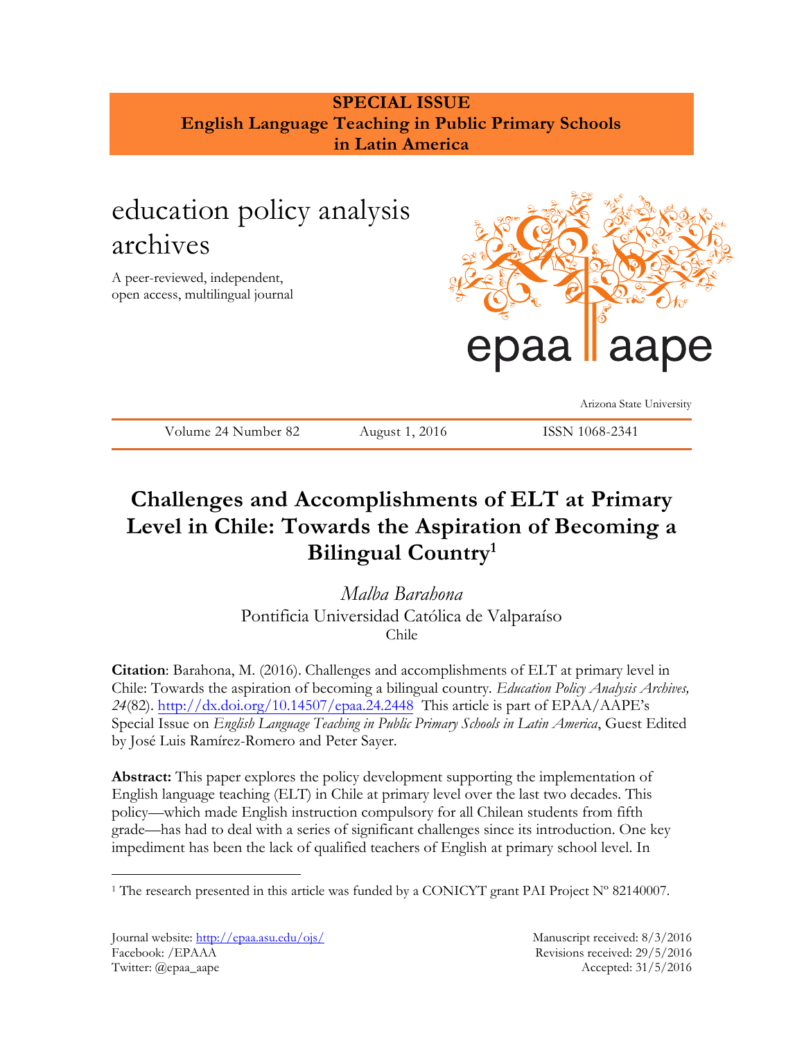**SPECIAL ISSUE**
**English Language Teaching in Public Primary Schools in Latin America**

education policy analysis archives

A peer-reviewed, independent, open access, multilingual journal

epaa aape

Arizona State University

Volume 24 Number 82 August 1, 2016 ISSN 1068-2341

# Challenges and Accomplishments of ELT at Primary Level in Chile: Towards the Aspiration of Becoming a Bilingual Country[1]

*Malba Barahona*
Pontificia Universidad Católica de Valparaíso
Chile

**Citation**: Barahona, M. (2016). Challenges and accomplishments of ELT at primary level in Chile: Towards the aspiration of becoming a bilingual country. *Education Policy Analysis Archives, 24*(82). http://dx.doi.org/10.14507/epaa.24.2448 This article is part of EPAA/AAPE's Special Issue on *English Language Teaching in Public Primary Schools in Latin America*, Guest Edited by José Luis Ramírez-Romero and Peter Sayer.

**Abstract:** This paper explores the policy development supporting the implementation of English language teaching (ELT) in Chile at primary level over the last two decades. This policy—which made English instruction compulsory for all Chilean students from fifth grade—has had to deal with a series of significant challenges since its introduction. One key impediment has been the lack of qualified teachers of English at primary school level. In

[1] The research presented in this article was funded by a CONICYT grant PAI Project Nº 82140007.

Journal website: http://epaa.asu.edu/ojs/
Facebook: /EPAAA
Twitter: @epaa_aape

Manuscript received: 8/3/2016
Revisions received: 29/5/2016
Accepted: 31/5/2016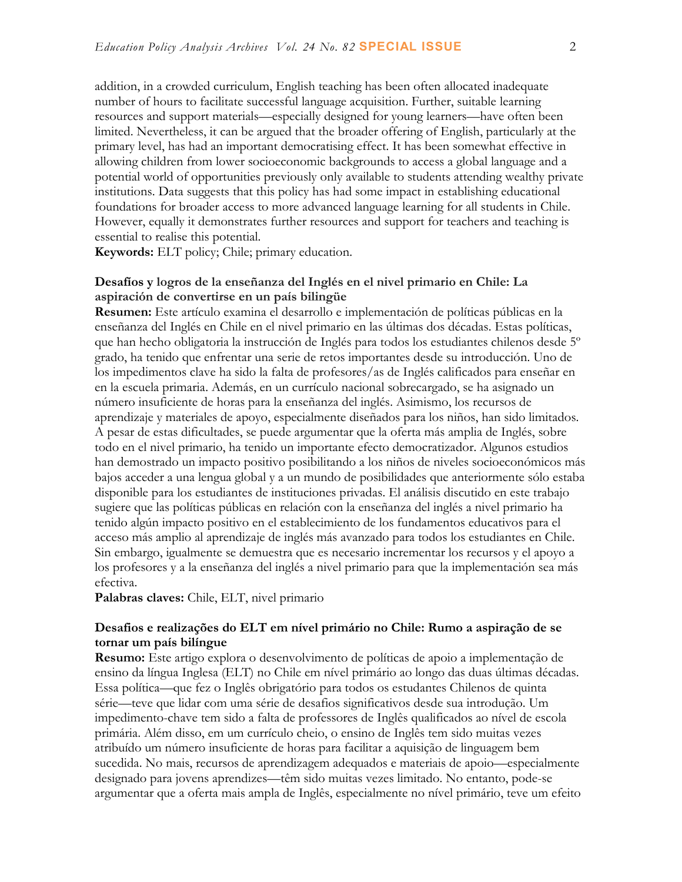addition, in a crowded curriculum, English teaching has been often allocated inadequate number of hours to facilitate successful language acquisition. Further, suitable learning resources and support materials—especially designed for young learners—have often been limited. Nevertheless, it can be argued that the broader offering of English, particularly at the primary level, has had an important democratising effect. It has been somewhat effective in allowing children from lower socioeconomic backgrounds to access a global language and a potential world of opportunities previously only available to students attending wealthy private institutions. Data suggests that this policy has had some impact in establishing educational foundations for broader access to more advanced language learning for all students in Chile. However, equally it demonstrates further resources and support for teachers and teaching is essential to realise this potential.

**Keywords:** ELT policy; Chile; primary education.

**Desafíos y logros de la enseñanza del Inglés en el nivel primario en Chile: La aspiración de convertirse en un país bilingüe**

**Resumen:** Este artículo examina el desarrollo e implementación de políticas públicas en la enseñanza del Inglés en Chile en el nivel primario en las últimas dos décadas. Estas políticas, que han hecho obligatoria la instrucción de Inglés para todos los estudiantes chilenos desde 5º grado, ha tenido que enfrentar una serie de retos importantes desde su introducción. Uno de los impedimentos clave ha sido la falta de profesores/as de Inglés calificados para enseñar en en la escuela primaria. Además, en un currículo nacional sobrecargado, se ha asignado un número insuficiente de horas para la enseñanza del inglés. Asimismo, los recursos de aprendizaje y materiales de apoyo, especialmente diseñados para los niños, han sido limitados. A pesar de estas dificultades, se puede argumentar que la oferta más amplia de Inglés, sobre todo en el nivel primario, ha tenido un importante efecto democratizador. Algunos estudios han demostrado un impacto positivo posibilitando a los niños de niveles socioeconómicos más bajos acceder a una lengua global y a un mundo de posibilidades que anteriormente sólo estaba disponible para los estudiantes de instituciones privadas. El análisis discutido en este trabajo sugiere que las políticas públicas en relación con la enseñanza del inglés a nivel primario ha tenido algún impacto positivo en el establecimiento de los fundamentos educativos para el acceso más amplio al aprendizaje de inglés más avanzado para todos los estudiantes en Chile. Sin embargo, igualmente se demuestra que es necesario incrementar los recursos y el apoyo a los profesores y a la enseñanza del inglés a nivel primario para que la implementación sea más efectiva.

**Palabras claves:** Chile, ELT, nivel primario

**Desafios e realizações do ELT em nível primário no Chile: Rumo a aspiração de se tornar um país bilíngue**

**Resumo:** Este artigo explora o desenvolvimento de políticas de apoio a implementação de ensino da língua Inglesa (ELT) no Chile em nível primário ao longo das duas últimas décadas. Essa política—que fez o Inglês obrigatório para todos os estudantes Chilenos de quinta série—teve que lidar com uma série de desafios significativos desde sua introdução. Um impedimento-chave tem sido a falta de professores de Inglês qualificados ao nível de escola primária. Além disso, em um currículo cheio, o ensino de Inglês tem sido muitas vezes atribuído um número insuficiente de horas para facilitar a aquisição de linguagem bem sucedida. No mais, recursos de aprendizagem adequados e materiais de apoio—especialmente designado para jovens aprendizes—têm sido muitas vezes limitado. No entanto, pode-se argumentar que a oferta mais ampla de Inglês, especialmente no nível primário, teve um efeito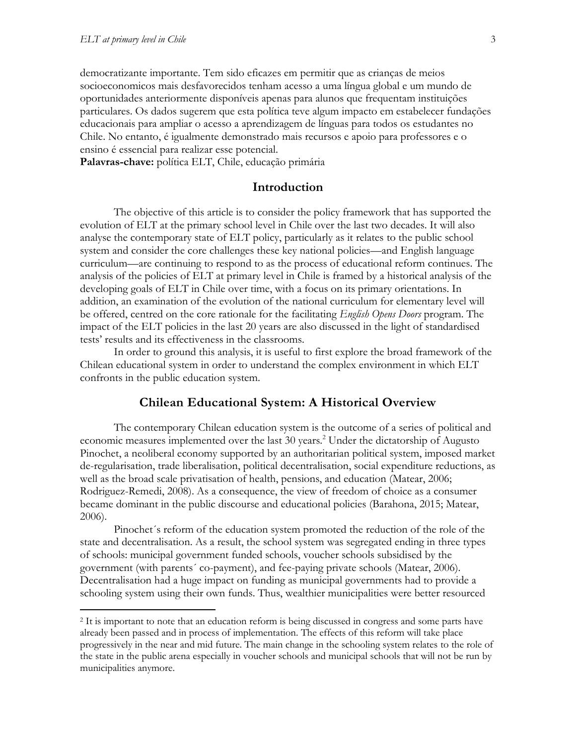democratizante importante. Tem sido eficazes em permitir que as crianças de meios socioeconomicos mais desfavorecidos tenham acesso a uma língua global e um mundo de oportunidades anteriormente disponíveis apenas para alunos que frequentam instituições particulares. Os dados sugerem que esta política teve algum impacto em estabelecer fundações educacionais para ampliar o acesso a aprendizagem de línguas para todos os estudantes no Chile. No entanto, é igualmente demonstrado mais recursos e apoio para professores e o ensino é essencial para realizar esse potencial.

**Palavras-chave:** política ELT, Chile, educação primária

## Introduction

The objective of this article is to consider the policy framework that has supported the evolution of ELT at the primary school level in Chile over the last two decades. It will also analyse the contemporary state of ELT policy, particularly as it relates to the public school system and consider the core challenges these key national policies—and English language curriculum—are continuing to respond to as the process of educational reform continues. The analysis of the policies of ELT at primary level in Chile is framed by a historical analysis of the developing goals of ELT in Chile over time, with a focus on its primary orientations. In addition, an examination of the evolution of the national curriculum for elementary level will be offered, centred on the core rationale for the facilitating *English Opens Doors* program. The impact of the ELT policies in the last 20 years are also discussed in the light of standardised tests' results and its effectiveness in the classrooms.

In order to ground this analysis, it is useful to first explore the broad framework of the Chilean educational system in order to understand the complex environment in which ELT confronts in the public education system.

## Chilean Educational System: A Historical Overview

The contemporary Chilean education system is the outcome of a series of political and economic measures implemented over the last 30 years.[2] Under the dictatorship of Augusto Pinochet, a neoliberal economy supported by an authoritarian political system, imposed market de-regularisation, trade liberalisation, political decentralisation, social expenditure reductions, as well as the broad scale privatisation of health, pensions, and education (Matear, 2006; Rodriguez-Remedi, 2008). As a consequence, the view of freedom of choice as a consumer became dominant in the public discourse and educational policies (Barahona, 2015; Matear, 2006).

Pinochet´s reform of the education system promoted the reduction of the role of the state and decentralisation. As a result, the school system was segregated ending in three types of schools: municipal government funded schools, voucher schools subsidised by the government (with parents´ co-payment), and fee-paying private schools (Matear, 2006). Decentralisation had a huge impact on funding as municipal governments had to provide a schooling system using their own funds. Thus, wealthier municipalities were better resourced

[2] It is important to note that an education reform is being discussed in congress and some parts have already been passed and in process of implementation. The effects of this reform will take place progressively in the near and mid future. The main change in the schooling system relates to the role of the state in the public arena especially in voucher schools and municipal schools that will not be run by municipalities anymore.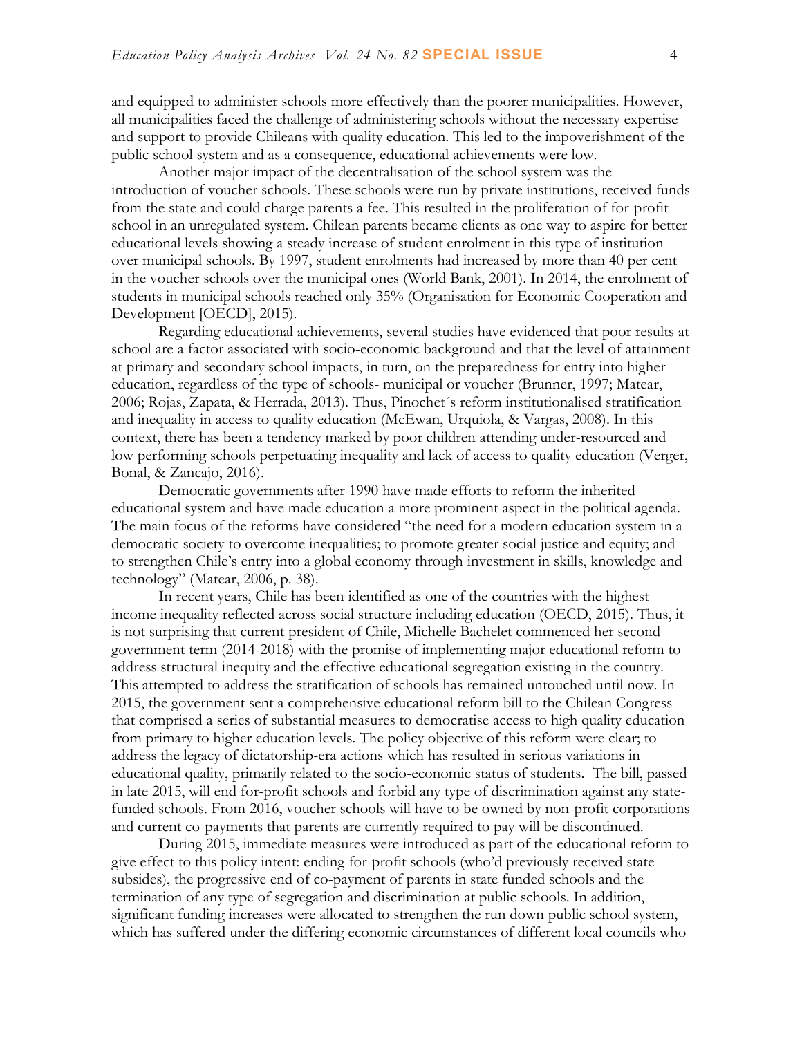and equipped to administer schools more effectively than the poorer municipalities. However, all municipalities faced the challenge of administering schools without the necessary expertise and support to provide Chileans with quality education. This led to the impoverishment of the public school system and as a consequence, educational achievements were low.

Another major impact of the decentralisation of the school system was the introduction of voucher schools. These schools were run by private institutions, received funds from the state and could charge parents a fee. This resulted in the proliferation of for-profit school in an unregulated system. Chilean parents became clients as one way to aspire for better educational levels showing a steady increase of student enrolment in this type of institution over municipal schools. By 1997, student enrolments had increased by more than 40 per cent in the voucher schools over the municipal ones (World Bank, 2001). In 2014, the enrolment of students in municipal schools reached only 35% (Organisation for Economic Cooperation and Development [OECD], 2015).

Regarding educational achievements, several studies have evidenced that poor results at school are a factor associated with socio-economic background and that the level of attainment at primary and secondary school impacts, in turn, on the preparedness for entry into higher education, regardless of the type of schools- municipal or voucher (Brunner, 1997; Matear, 2006; Rojas, Zapata, & Herrada, 2013). Thus, Pinochet´s reform institutionalised stratification and inequality in access to quality education (McEwan, Urquiola, & Vargas, 2008). In this context, there has been a tendency marked by poor children attending under-resourced and low performing schools perpetuating inequality and lack of access to quality education (Verger, Bonal, & Zancajo, 2016).

Democratic governments after 1990 have made efforts to reform the inherited educational system and have made education a more prominent aspect in the political agenda. The main focus of the reforms have considered "the need for a modern education system in a democratic society to overcome inequalities; to promote greater social justice and equity; and to strengthen Chile's entry into a global economy through investment in skills, knowledge and technology" (Matear, 2006, p. 38).

In recent years, Chile has been identified as one of the countries with the highest income inequality reflected across social structure including education (OECD, 2015). Thus, it is not surprising that current president of Chile, Michelle Bachelet commenced her second government term (2014-2018) with the promise of implementing major educational reform to address structural inequity and the effective educational segregation existing in the country. This attempted to address the stratification of schools has remained untouched until now. In 2015, the government sent a comprehensive educational reform bill to the Chilean Congress that comprised a series of substantial measures to democratise access to high quality education from primary to higher education levels. The policy objective of this reform were clear; to address the legacy of dictatorship-era actions which has resulted in serious variations in educational quality, primarily related to the socio-economic status of students. The bill, passed in late 2015, will end for-profit schools and forbid any type of discrimination against any state-funded schools. From 2016, voucher schools will have to be owned by non-profit corporations and current co-payments that parents are currently required to pay will be discontinued.

During 2015, immediate measures were introduced as part of the educational reform to give effect to this policy intent: ending for-profit schools (who'd previously received state subsides), the progressive end of co-payment of parents in state funded schools and the termination of any type of segregation and discrimination at public schools. In addition, significant funding increases were allocated to strengthen the run down public school system, which has suffered under the differing economic circumstances of different local councils who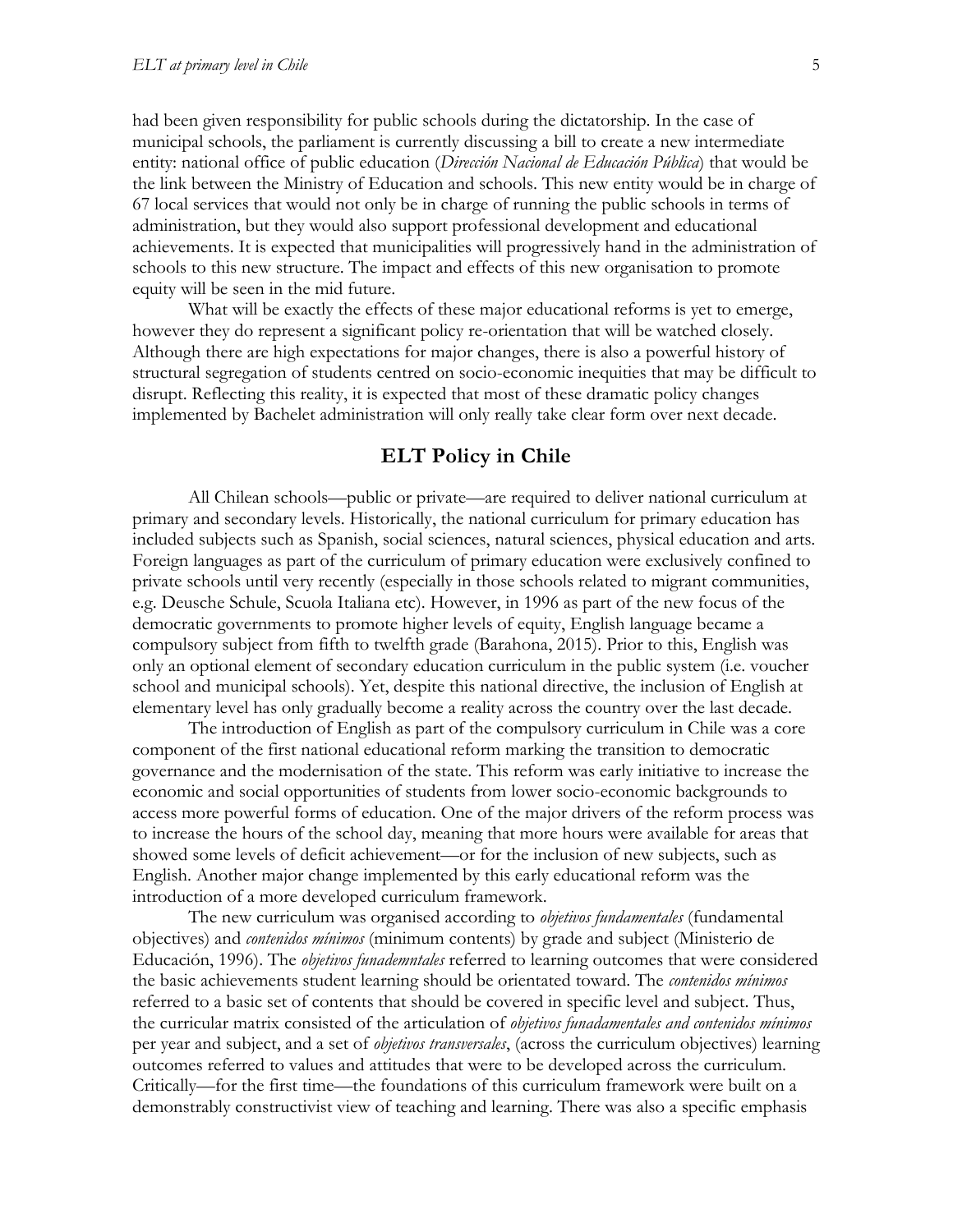had been given responsibility for public schools during the dictatorship. In the case of municipal schools, the parliament is currently discussing a bill to create a new intermediate entity: national office of public education (*Dirección Nacional de Educación Pública*) that would be the link between the Ministry of Education and schools. This new entity would be in charge of 67 local services that would not only be in charge of running the public schools in terms of administration, but they would also support professional development and educational achievements. It is expected that municipalities will progressively hand in the administration of schools to this new structure. The impact and effects of this new organisation to promote equity will be seen in the mid future.

What will be exactly the effects of these major educational reforms is yet to emerge, however they do represent a significant policy re-orientation that will be watched closely. Although there are high expectations for major changes, there is also a powerful history of structural segregation of students centred on socio-economic inequities that may be difficult to disrupt. Reflecting this reality, it is expected that most of these dramatic policy changes implemented by Bachelet administration will only really take clear form over next decade.

## ELT Policy in Chile

All Chilean schools—public or private—are required to deliver national curriculum at primary and secondary levels. Historically, the national curriculum for primary education has included subjects such as Spanish, social sciences, natural sciences, physical education and arts. Foreign languages as part of the curriculum of primary education were exclusively confined to private schools until very recently (especially in those schools related to migrant communities, e.g. Deusche Schule, Scuola Italiana etc). However, in 1996 as part of the new focus of the democratic governments to promote higher levels of equity, English language became a compulsory subject from fifth to twelfth grade (Barahona, 2015). Prior to this, English was only an optional element of secondary education curriculum in the public system (i.e. voucher school and municipal schools). Yet, despite this national directive, the inclusion of English at elementary level has only gradually become a reality across the country over the last decade.

The introduction of English as part of the compulsory curriculum in Chile was a core component of the first national educational reform marking the transition to democratic governance and the modernisation of the state. This reform was early initiative to increase the economic and social opportunities of students from lower socio-economic backgrounds to access more powerful forms of education. One of the major drivers of the reform process was to increase the hours of the school day, meaning that more hours were available for areas that showed some levels of deficit achievement—or for the inclusion of new subjects, such as English. Another major change implemented by this early educational reform was the introduction of a more developed curriculum framework.

The new curriculum was organised according to *objetivos fundamentales* (fundamental objectives) and *contenidos mínimos* (minimum contents) by grade and subject (Ministerio de Educación, 1996). The *objetivos funademntales* referred to learning outcomes that were considered the basic achievements student learning should be orientated toward. The *contenidos mínimos* referred to a basic set of contents that should be covered in specific level and subject. Thus, the curricular matrix consisted of the articulation of *objetivos funadamentales and contenidos mínimos* per year and subject, and a set of *objetivos transversales*, (across the curriculum objectives) learning outcomes referred to values and attitudes that were to be developed across the curriculum. Critically—for the first time—the foundations of this curriculum framework were built on a demonstrably constructivist view of teaching and learning. There was also a specific emphasis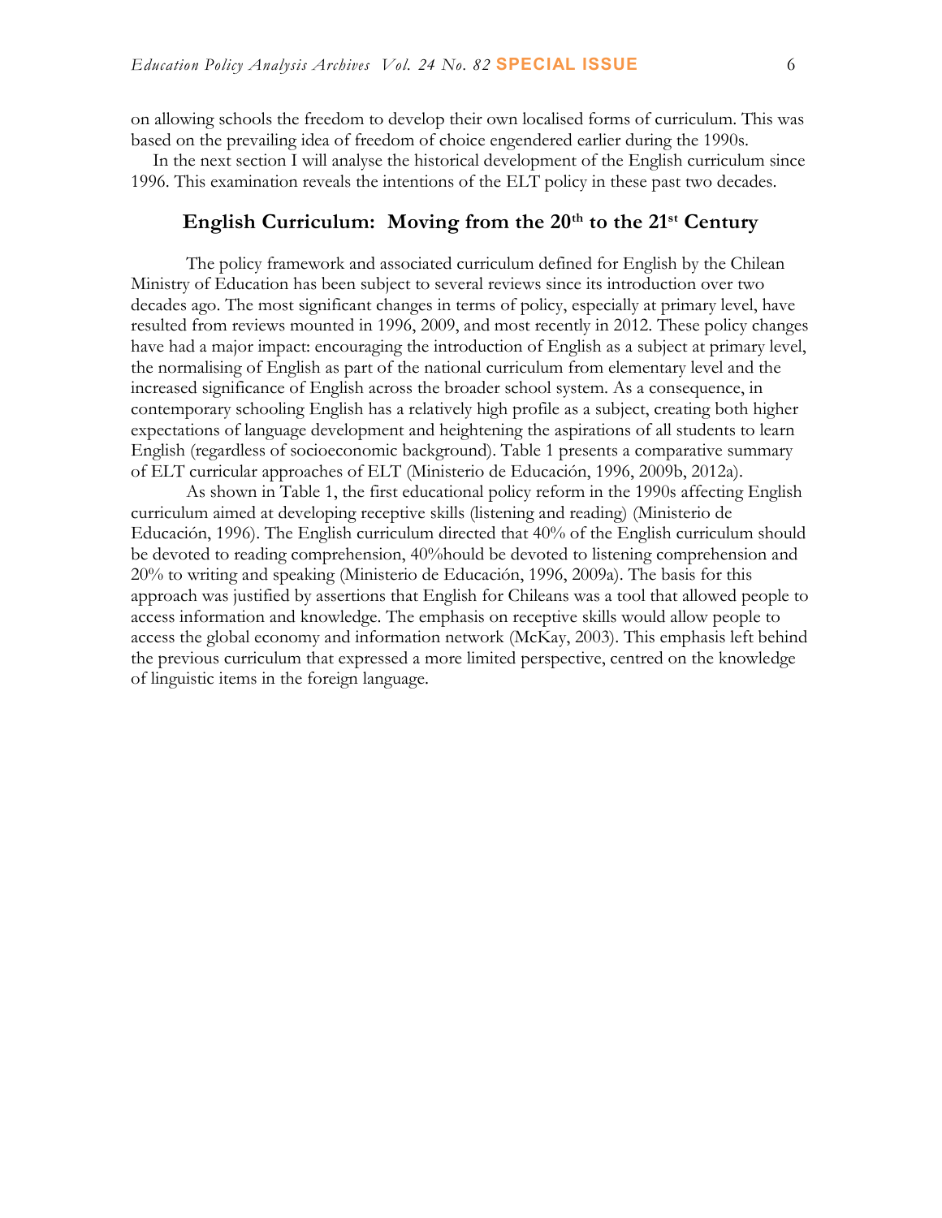on allowing schools the freedom to develop their own localised forms of curriculum. This was based on the prevailing idea of freedom of choice engendered earlier during the 1990s.

In the next section I will analyse the historical development of the English curriculum since 1996. This examination reveals the intentions of the ELT policy in these past two decades.

## English Curriculum: Moving from the 20th to the 21st Century

The policy framework and associated curriculum defined for English by the Chilean Ministry of Education has been subject to several reviews since its introduction over two decades ago. The most significant changes in terms of policy, especially at primary level, have resulted from reviews mounted in 1996, 2009, and most recently in 2012. These policy changes have had a major impact: encouraging the introduction of English as a subject at primary level, the normalising of English as part of the national curriculum from elementary level and the increased significance of English across the broader school system. As a consequence, in contemporary schooling English has a relatively high profile as a subject, creating both higher expectations of language development and heightening the aspirations of all students to learn English (regardless of socioeconomic background). Table 1 presents a comparative summary of ELT curricular approaches of ELT (Ministerio de Educación, 1996, 2009b, 2012a).

As shown in Table 1, the first educational policy reform in the 1990s affecting English curriculum aimed at developing receptive skills (listening and reading) (Ministerio de Educación, 1996). The English curriculum directed that 40% of the English curriculum should be devoted to reading comprehension, 40%hould be devoted to listening comprehension and 20% to writing and speaking (Ministerio de Educación, 1996, 2009a). The basis for this approach was justified by assertions that English for Chileans was a tool that allowed people to access information and knowledge. The emphasis on receptive skills would allow people to access the global economy and information network (McKay, 2003). This emphasis left behind the previous curriculum that expressed a more limited perspective, centred on the knowledge of linguistic items in the foreign language.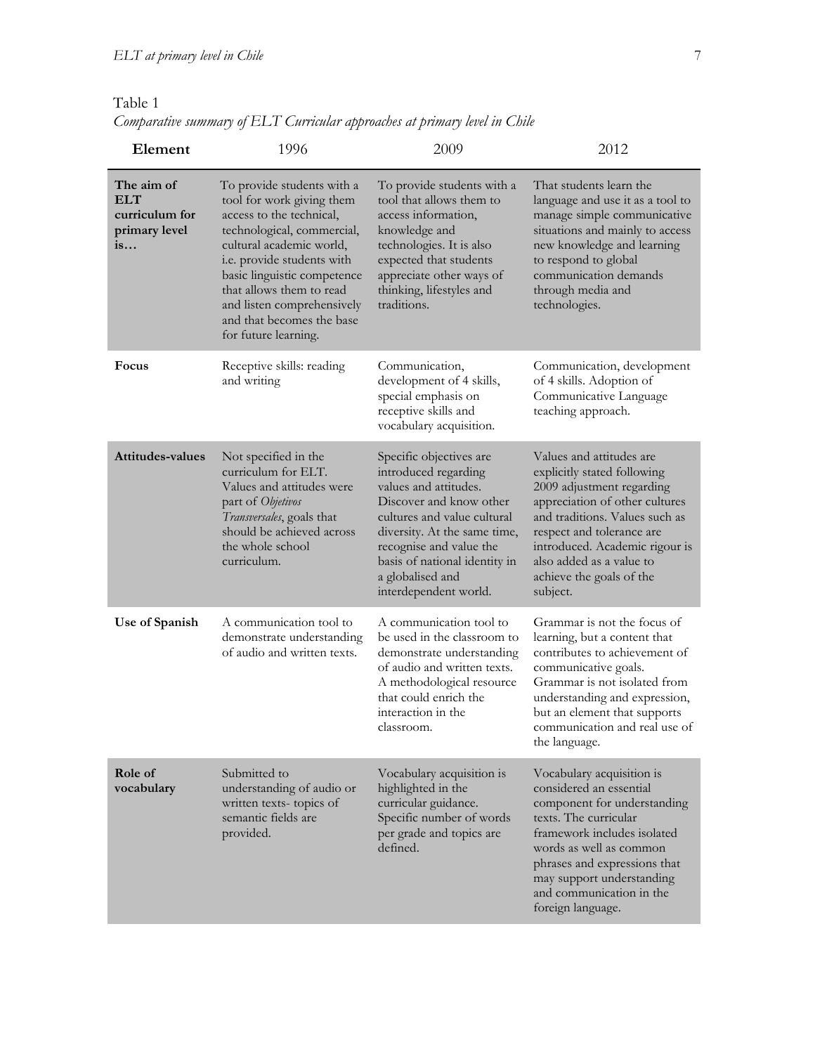Table 1

*Comparative summary of ELT Curricular approaches at primary level in Chile*

| **Element** | 1996 | 2009 | 2012 |
|---|---|---|---|
| **The aim of ELT curriculum for primary level is…** | To provide students with a tool for work giving them access to the technical, technological, commercial, cultural academic world, i.e. provide students with basic linguistic competence that allows them to read and listen comprehensively and that becomes the base for future learning. | To provide students with a tool that allows them to access information, knowledge and technologies. It is also expected that students appreciate other ways of thinking, lifestyles and traditions. | That students learn the language and use it as a tool to manage simple communicative situations and mainly to access new knowledge and learning to respond to global communication demands through media and technologies. |
| **Focus** | Receptive skills: reading and writing | Communication, development of 4 skills, special emphasis on receptive skills and vocabulary acquisition. | Communication, development of 4 skills. Adoption of Communicative Language teaching approach. |
| **Attitudes-values** | Not specified in the curriculum for ELT. Values and attitudes were part of *Objetivos Transversales*, goals that should be achieved across the whole school curriculum. | Specific objectives are introduced regarding values and attitudes. Discover and know other cultures and value cultural diversity. At the same time, recognise and value the basis of national identity in a globalised and interdependent world. | Values and attitudes are explicitly stated following 2009 adjustment regarding appreciation of other cultures and traditions. Values such as respect and tolerance are introduced. Academic rigour is also added as a value to achieve the goals of the subject. |
| **Use of Spanish** | A communication tool to demonstrate understanding of audio and written texts. | A communication tool to be used in the classroom to demonstrate understanding of audio and written texts. A methodological resource that could enrich the interaction in the classroom. | Grammar is not the focus of learning, but a content that contributes to achievement of communicative goals. Grammar is not isolated from understanding and expression, but an element that supports communication and real use of the language. |
| **Role of vocabulary** | Submitted to understanding of audio or written texts- topics of semantic fields are provided. | Vocabulary acquisition is highlighted in the curricular guidance. Specific number of words per grade and topics are defined. | Vocabulary acquisition is considered an essential component for understanding texts. The curricular framework includes isolated words as well as common phrases and expressions that may support understanding and communication in the foreign language. |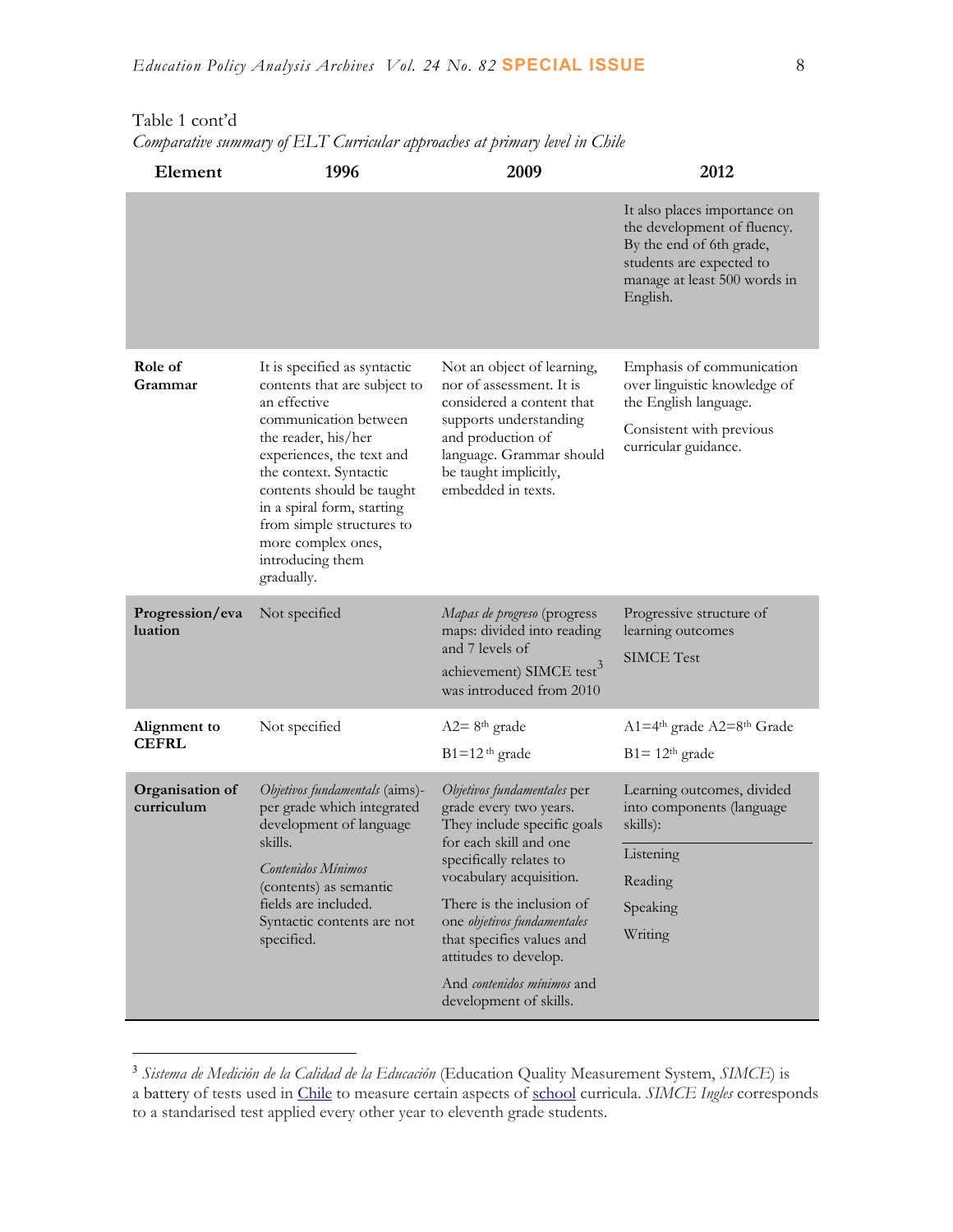Table 1 cont'd
*Comparative summary of ELT Curricular approaches at primary level in Chile*

| Element | 1996 | 2009 | 2012 |
|---|---|---|---|
| | | | It also places importance on the development of fluency. By the end of 6th grade, students are expected to manage at least 500 words in English. |
| **Role of Grammar** | It is specified as syntactic contents that are subject to an effective communication between the reader, his/her experiences, the text and the context. Syntactic contents should be taught in a spiral form, starting from simple structures to more complex ones, introducing them gradually. | Not an object of learning, nor of assessment. It is considered a content that supports understanding and production of language. Grammar should be taught implicitly, embedded in texts. | Emphasis of communication over linguistic knowledge of the English language. Consistent with previous curricular guidance. |
| **Progression/evaluation** | Not specified | *Mapas de progreso* (progress maps: divided into reading and 7 levels of achievement) SIMCE test[3] was introduced from 2010 | Progressive structure of learning outcomes SIMCE Test |
| **Alignment to CEFRL** | Not specified | A2= 8th grade B1=12th grade | A1=4th grade A2=8th Grade B1= 12th grade |
| **Organisation of curriculum** | *Objetivos fundamentals* (aims)- per grade which integrated development of language skills. *Contenidos Mínimos* (contents) as semantic fields are included. Syntactic contents are not specified. | *Objetivos fundamentales* per grade every two years. They include specific goals for each skill and one specifically relates to vocabulary acquisition. There is the inclusion of one *objetivos fundamentales* that specifies values and attitudes to develop. And *contenidos mínimos* and development of skills. | Learning outcomes, divided into components (language skills): Listening Reading Speaking Writing |

[3] *Sistema de Medición de la Calidad de la Educación* (Education Quality Measurement System, *SIMCE*) is a battery of tests used in Chile to measure certain aspects of school curricula. *SIMCE Ingles* corresponds to a standarised test applied every other year to eleventh grade students.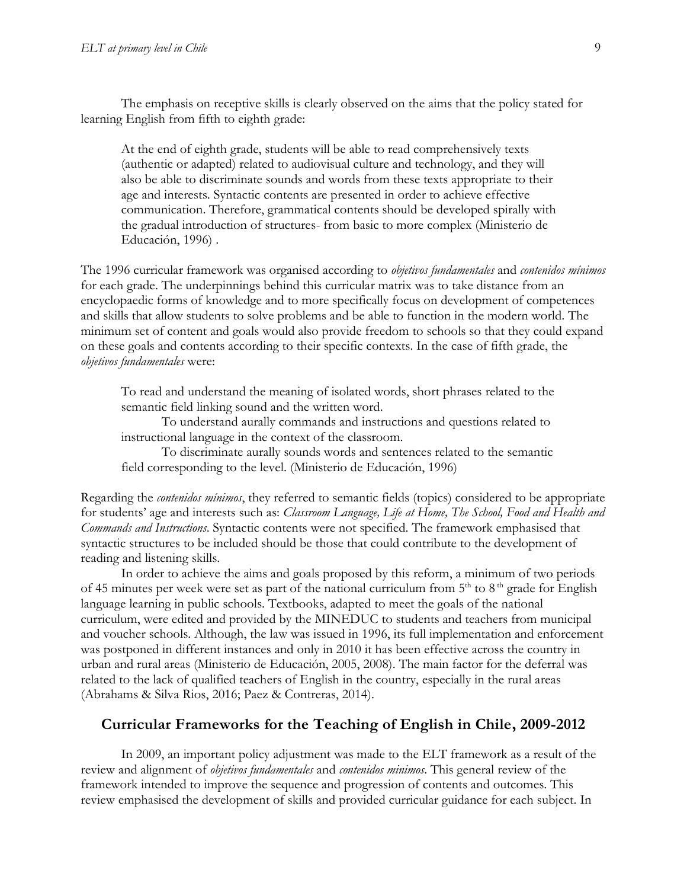The emphasis on receptive skills is clearly observed on the aims that the policy stated for learning English from fifth to eighth grade:

> At the end of eighth grade, students will be able to read comprehensively texts (authentic or adapted) related to audiovisual culture and technology, and they will also be able to discriminate sounds and words from these texts appropriate to their age and interests. Syntactic contents are presented in order to achieve effective communication. Therefore, grammatical contents should be developed spirally with the gradual introduction of structures- from basic to more complex (Ministerio de Educación, 1996) .

The 1996 curricular framework was organised according to *objetivos fundamentales* and *contenidos mínimos* for each grade. The underpinnings behind this curricular matrix was to take distance from an encyclopaedic forms of knowledge and to more specifically focus on development of competences and skills that allow students to solve problems and be able to function in the modern world. The minimum set of content and goals would also provide freedom to schools so that they could expand on these goals and contents according to their specific contexts. In the case of fifth grade, the *objetivos fundamentales* were:

> To read and understand the meaning of isolated words, short phrases related to the semantic field linking sound and the written word.
>
> To understand aurally commands and instructions and questions related to instructional language in the context of the classroom.
>
> To discriminate aurally sounds words and sentences related to the semantic field corresponding to the level. (Ministerio de Educación, 1996)

Regarding the *contenidos mínimos*, they referred to semantic fields (topics) considered to be appropriate for students' age and interests such as: *Classroom Language, Life at Home, The School, Food and Health and Commands and Instructions*. Syntactic contents were not specified. The framework emphasised that syntactic structures to be included should be those that could contribute to the development of reading and listening skills.

In order to achieve the aims and goals proposed by this reform, a minimum of two periods of 45 minutes per week were set as part of the national curriculum from 5th to 8th grade for English language learning in public schools. Textbooks, adapted to meet the goals of the national curriculum, were edited and provided by the MINEDUC to students and teachers from municipal and voucher schools. Although, the law was issued in 1996, its full implementation and enforcement was postponed in different instances and only in 2010 it has been effective across the country in urban and rural areas (Ministerio de Educación, 2005, 2008). The main factor for the deferral was related to the lack of qualified teachers of English in the country, especially in the rural areas (Abrahams & Silva Rios, 2016; Paez & Contreras, 2014).

## Curricular Frameworks for the Teaching of English in Chile, 2009-2012

In 2009, an important policy adjustment was made to the ELT framework as a result of the review and alignment of *objetivos fundamentales* and *contenidos minimos*. This general review of the framework intended to improve the sequence and progression of contents and outcomes. This review emphasised the development of skills and provided curricular guidance for each subject. In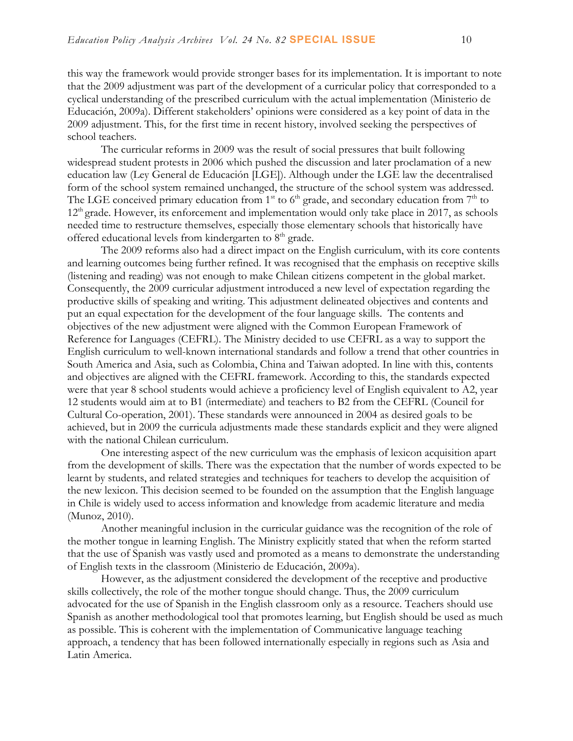this way the framework would provide stronger bases for its implementation. It is important to note that the 2009 adjustment was part of the development of a curricular policy that corresponded to a cyclical understanding of the prescribed curriculum with the actual implementation (Ministerio de Educación, 2009a). Different stakeholders' opinions were considered as a key point of data in the 2009 adjustment. This, for the first time in recent history, involved seeking the perspectives of school teachers.

The curricular reforms in 2009 was the result of social pressures that built following widespread student protests in 2006 which pushed the discussion and later proclamation of a new education law (Ley General de Educación [LGE]). Although under the LGE law the decentralised form of the school system remained unchanged, the structure of the school system was addressed. The LGE conceived primary education from 1st to 6th grade, and secondary education from 7th to 12th grade. However, its enforcement and implementation would only take place in 2017, as schools needed time to restructure themselves, especially those elementary schools that historically have offered educational levels from kindergarten to 8th grade.

The 2009 reforms also had a direct impact on the English curriculum, with its core contents and learning outcomes being further refined. It was recognised that the emphasis on receptive skills (listening and reading) was not enough to make Chilean citizens competent in the global market. Consequently, the 2009 curricular adjustment introduced a new level of expectation regarding the productive skills of speaking and writing. This adjustment delineated objectives and contents and put an equal expectation for the development of the four language skills. The contents and objectives of the new adjustment were aligned with the Common European Framework of Reference for Languages (CEFRL). The Ministry decided to use CEFRL as a way to support the English curriculum to well-known international standards and follow a trend that other countries in South America and Asia, such as Colombia, China and Taiwan adopted. In line with this, contents and objectives are aligned with the CEFRL framework. According to this, the standards expected were that year 8 school students would achieve a proficiency level of English equivalent to A2, year 12 students would aim at to B1 (intermediate) and teachers to B2 from the CEFRL (Council for Cultural Co-operation, 2001). These standards were announced in 2004 as desired goals to be achieved, but in 2009 the curricula adjustments made these standards explicit and they were aligned with the national Chilean curriculum.

One interesting aspect of the new curriculum was the emphasis of lexicon acquisition apart from the development of skills. There was the expectation that the number of words expected to be learnt by students, and related strategies and techniques for teachers to develop the acquisition of the new lexicon. This decision seemed to be founded on the assumption that the English language in Chile is widely used to access information and knowledge from academic literature and media (Munoz, 2010).

Another meaningful inclusion in the curricular guidance was the recognition of the role of the mother tongue in learning English. The Ministry explicitly stated that when the reform started that the use of Spanish was vastly used and promoted as a means to demonstrate the understanding of English texts in the classroom (Ministerio de Educación, 2009a).

However, as the adjustment considered the development of the receptive and productive skills collectively, the role of the mother tongue should change. Thus, the 2009 curriculum advocated for the use of Spanish in the English classroom only as a resource. Teachers should use Spanish as another methodological tool that promotes learning, but English should be used as much as possible. This is coherent with the implementation of Communicative language teaching approach, a tendency that has been followed internationally especially in regions such as Asia and Latin America.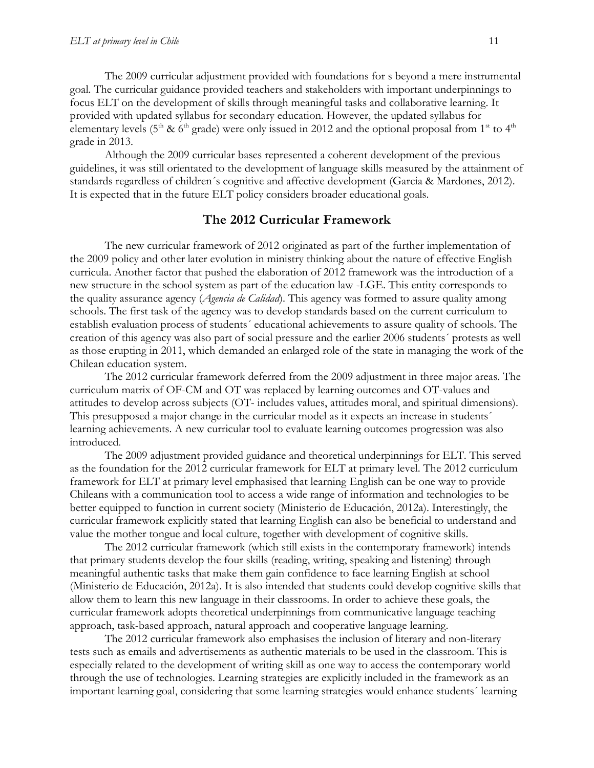The 2009 curricular adjustment provided with foundations for s beyond a mere instrumental goal. The curricular guidance provided teachers and stakeholders with important underpinnings to focus ELT on the development of skills through meaningful tasks and collaborative learning. It provided with updated syllabus for secondary education. However, the updated syllabus for elementary levels (5th & 6th grade) were only issued in 2012 and the optional proposal from 1st to 4th grade in 2013.

Although the 2009 curricular bases represented a coherent development of the previous guidelines, it was still orientated to the development of language skills measured by the attainment of standards regardless of children´s cognitive and affective development (Garcia & Mardones, 2012). It is expected that in the future ELT policy considers broader educational goals.

## The 2012 Curricular Framework

The new curricular framework of 2012 originated as part of the further implementation of the 2009 policy and other later evolution in ministry thinking about the nature of effective English curricula. Another factor that pushed the elaboration of 2012 framework was the introduction of a new structure in the school system as part of the education law -LGE. This entity corresponds to the quality assurance agency (*Agencia de Calidad*). This agency was formed to assure quality among schools. The first task of the agency was to develop standards based on the current curriculum to establish evaluation process of students´ educational achievements to assure quality of schools. The creation of this agency was also part of social pressure and the earlier 2006 students´ protests as well as those erupting in 2011, which demanded an enlarged role of the state in managing the work of the Chilean education system.

The 2012 curricular framework deferred from the 2009 adjustment in three major areas. The curriculum matrix of OF-CM and OT was replaced by learning outcomes and OT-values and attitudes to develop across subjects (OT- includes values, attitudes moral, and spiritual dimensions). This presupposed a major change in the curricular model as it expects an increase in students´ learning achievements. A new curricular tool to evaluate learning outcomes progression was also introduced.

The 2009 adjustment provided guidance and theoretical underpinnings for ELT. This served as the foundation for the 2012 curricular framework for ELT at primary level. The 2012 curriculum framework for ELT at primary level emphasised that learning English can be one way to provide Chileans with a communication tool to access a wide range of information and technologies to be better equipped to function in current society (Ministerio de Educación, 2012a). Interestingly, the curricular framework explicitly stated that learning English can also be beneficial to understand and value the mother tongue and local culture, together with development of cognitive skills.

The 2012 curricular framework (which still exists in the contemporary framework) intends that primary students develop the four skills (reading, writing, speaking and listening) through meaningful authentic tasks that make them gain confidence to face learning English at school (Ministerio de Educación, 2012a). It is also intended that students could develop cognitive skills that allow them to learn this new language in their classrooms. In order to achieve these goals, the curricular framework adopts theoretical underpinnings from communicative language teaching approach, task-based approach, natural approach and cooperative language learning.

The 2012 curricular framework also emphasises the inclusion of literary and non-literary tests such as emails and advertisements as authentic materials to be used in the classroom. This is especially related to the development of writing skill as one way to access the contemporary world through the use of technologies. Learning strategies are explicitly included in the framework as an important learning goal, considering that some learning strategies would enhance students´ learning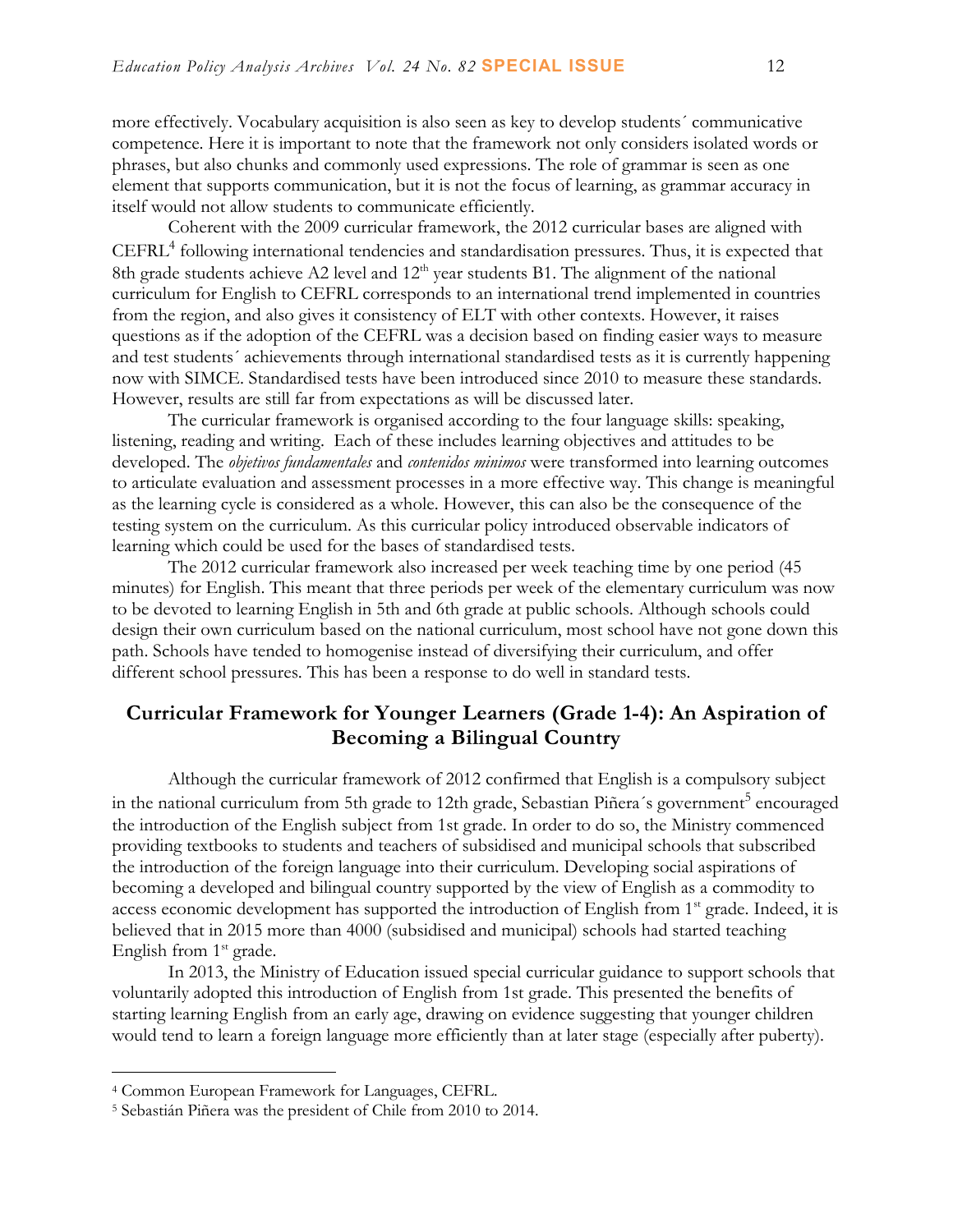more effectively. Vocabulary acquisition is also seen as key to develop students´ communicative competence. Here it is important to note that the framework not only considers isolated words or phrases, but also chunks and commonly used expressions. The role of grammar is seen as one element that supports communication, but it is not the focus of learning, as grammar accuracy in itself would not allow students to communicate efficiently.

Coherent with the 2009 curricular framework, the 2012 curricular bases are aligned with CEFRL[4] following international tendencies and standardisation pressures. Thus, it is expected that 8th grade students achieve A2 level and 12th year students B1. The alignment of the national curriculum for English to CEFRL corresponds to an international trend implemented in countries from the region, and also gives it consistency of ELT with other contexts. However, it raises questions as if the adoption of the CEFRL was a decision based on finding easier ways to measure and test students´ achievements through international standardised tests as it is currently happening now with SIMCE. Standardised tests have been introduced since 2010 to measure these standards. However, results are still far from expectations as will be discussed later.

The curricular framework is organised according to the four language skills: speaking, listening, reading and writing. Each of these includes learning objectives and attitudes to be developed. The *objetivos fundamentales* and *contenidos minimos* were transformed into learning outcomes to articulate evaluation and assessment processes in a more effective way. This change is meaningful as the learning cycle is considered as a whole. However, this can also be the consequence of the testing system on the curriculum. As this curricular policy introduced observable indicators of learning which could be used for the bases of standardised tests.

The 2012 curricular framework also increased per week teaching time by one period (45 minutes) for English. This meant that three periods per week of the elementary curriculum was now to be devoted to learning English in 5th and 6th grade at public schools. Although schools could design their own curriculum based on the national curriculum, most school have not gone down this path. Schools have tended to homogenise instead of diversifying their curriculum, and offer different school pressures. This has been a response to do well in standard tests.

## Curricular Framework for Younger Learners (Grade 1-4): An Aspiration of Becoming a Bilingual Country

Although the curricular framework of 2012 confirmed that English is a compulsory subject in the national curriculum from 5th grade to 12th grade, Sebastian Piñera´s government[5] encouraged the introduction of the English subject from 1st grade. In order to do so, the Ministry commenced providing textbooks to students and teachers of subsidised and municipal schools that subscribed the introduction of the foreign language into their curriculum. Developing social aspirations of becoming a developed and bilingual country supported by the view of English as a commodity to access economic development has supported the introduction of English from 1st grade. Indeed, it is believed that in 2015 more than 4000 (subsidised and municipal) schools had started teaching English from 1st grade.

In 2013, the Ministry of Education issued special curricular guidance to support schools that voluntarily adopted this introduction of English from 1st grade. This presented the benefits of starting learning English from an early age, drawing on evidence suggesting that younger children would tend to learn a foreign language more efficiently than at later stage (especially after puberty).

---

[4] Common European Framework for Languages, CEFRL.

[5] Sebastián Piñera was the president of Chile from 2010 to 2014.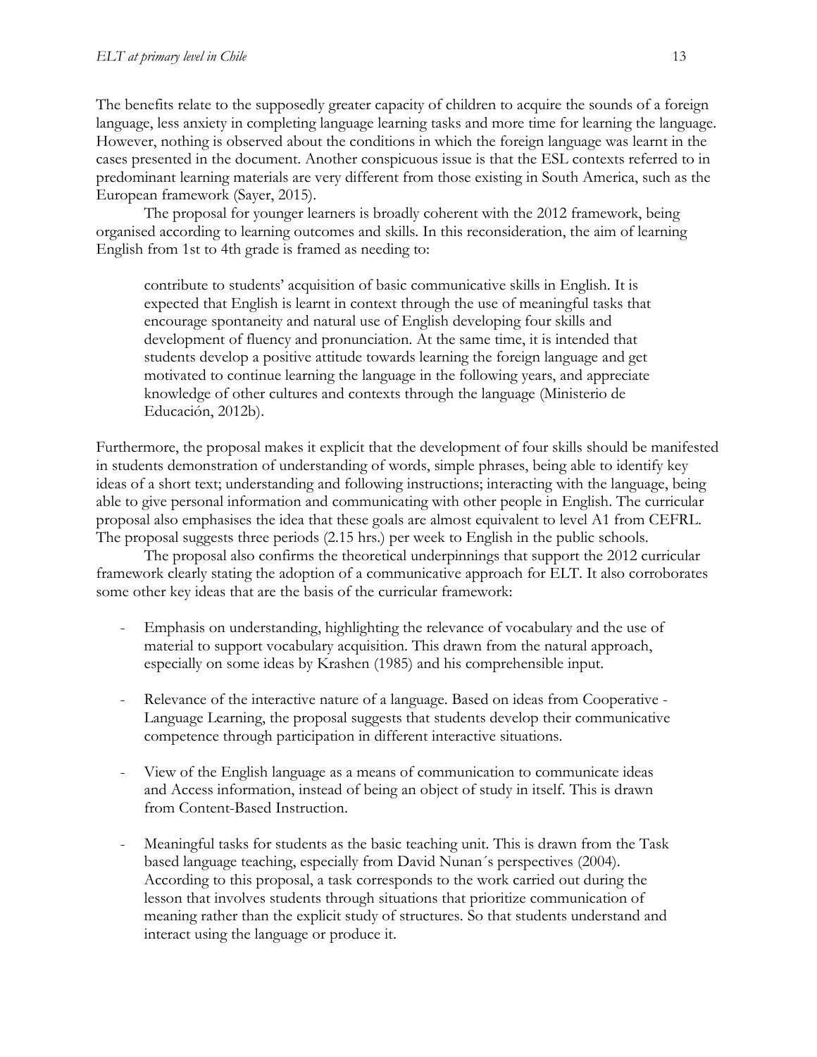The benefits relate to the supposedly greater capacity of children to acquire the sounds of a foreign language, less anxiety in completing language learning tasks and more time for learning the language. However, nothing is observed about the conditions in which the foreign language was learnt in the cases presented in the document. Another conspicuous issue is that the ESL contexts referred to in predominant learning materials are very different from those existing in South America, such as the European framework (Sayer, 2015).

The proposal for younger learners is broadly coherent with the 2012 framework, being organised according to learning outcomes and skills. In this reconsideration, the aim of learning English from 1st to 4th grade is framed as needing to:

> contribute to students' acquisition of basic communicative skills in English. It is expected that English is learnt in context through the use of meaningful tasks that encourage spontaneity and natural use of English developing four skills and development of fluency and pronunciation. At the same time, it is intended that students develop a positive attitude towards learning the foreign language and get motivated to continue learning the language in the following years, and appreciate knowledge of other cultures and contexts through the language (Ministerio de Educación, 2012b).

Furthermore, the proposal makes it explicit that the development of four skills should be manifested in students demonstration of understanding of words, simple phrases, being able to identify key ideas of a short text; understanding and following instructions; interacting with the language, being able to give personal information and communicating with other people in English. The curricular proposal also emphasises the idea that these goals are almost equivalent to level A1 from CEFRL. The proposal suggests three periods (2.15 hrs.) per week to English in the public schools.

The proposal also confirms the theoretical underpinnings that support the 2012 curricular framework clearly stating the adoption of a communicative approach for ELT. It also corroborates some other key ideas that are the basis of the curricular framework:

- Emphasis on understanding, highlighting the relevance of vocabulary and the use of material to support vocabulary acquisition. This drawn from the natural approach, especially on some ideas by Krashen (1985) and his comprehensible input.

- Relevance of the interactive nature of a language. Based on ideas from Cooperative - Language Learning, the proposal suggests that students develop their communicative competence through participation in different interactive situations.

- View of the English language as a means of communication to communicate ideas and Access information, instead of being an object of study in itself. This is drawn from Content-Based Instruction.

- Meaningful tasks for students as the basic teaching unit. This is drawn from the Task based language teaching, especially from David Nunan´s perspectives (2004). According to this proposal, a task corresponds to the work carried out during the lesson that involves students through situations that prioritize communication of meaning rather than the explicit study of structures. So that students understand and interact using the language or produce it.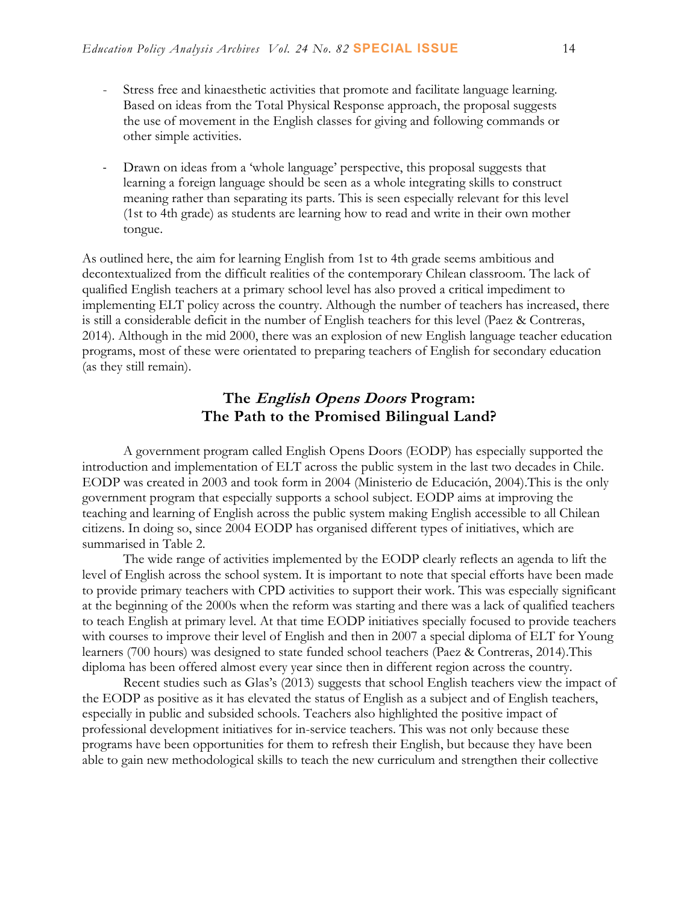- Stress free and kinaesthetic activities that promote and facilitate language learning. Based on ideas from the Total Physical Response approach, the proposal suggests the use of movement in the English classes for giving and following commands or other simple activities.

- Drawn on ideas from a 'whole language' perspective, this proposal suggests that learning a foreign language should be seen as a whole integrating skills to construct meaning rather than separating its parts. This is seen especially relevant for this level (1st to 4th grade) as students are learning how to read and write in their own mother tongue.

As outlined here, the aim for learning English from 1st to 4th grade seems ambitious and decontextualized from the difficult realities of the contemporary Chilean classroom. The lack of qualified English teachers at a primary school level has also proved a critical impediment to implementing ELT policy across the country. Although the number of teachers has increased, there is still a considerable deficit in the number of English teachers for this level (Paez & Contreras, 2014). Although in the mid 2000, there was an explosion of new English language teacher education programs, most of these were orientated to preparing teachers of English for secondary education (as they still remain).

## The *English Opens Doors* Program: The Path to the Promised Bilingual Land?

A government program called English Opens Doors (EODP) has especially supported the introduction and implementation of ELT across the public system in the last two decades in Chile. EODP was created in 2003 and took form in 2004 (Ministerio de Educación, 2004).This is the only government program that especially supports a school subject. EODP aims at improving the teaching and learning of English across the public system making English accessible to all Chilean citizens. In doing so, since 2004 EODP has organised different types of initiatives, which are summarised in Table 2.

The wide range of activities implemented by the EODP clearly reflects an agenda to lift the level of English across the school system. It is important to note that special efforts have been made to provide primary teachers with CPD activities to support their work. This was especially significant at the beginning of the 2000s when the reform was starting and there was a lack of qualified teachers to teach English at primary level. At that time EODP initiatives specially focused to provide teachers with courses to improve their level of English and then in 2007 a special diploma of ELT for Young learners (700 hours) was designed to state funded school teachers (Paez & Contreras, 2014).This diploma has been offered almost every year since then in different region across the country.

Recent studies such as Glas's (2013) suggests that school English teachers view the impact of the EODP as positive as it has elevated the status of English as a subject and of English teachers, especially in public and subsided schools. Teachers also highlighted the positive impact of professional development initiatives for in-service teachers. This was not only because these programs have been opportunities for them to refresh their English, but because they have been able to gain new methodological skills to teach the new curriculum and strengthen their collective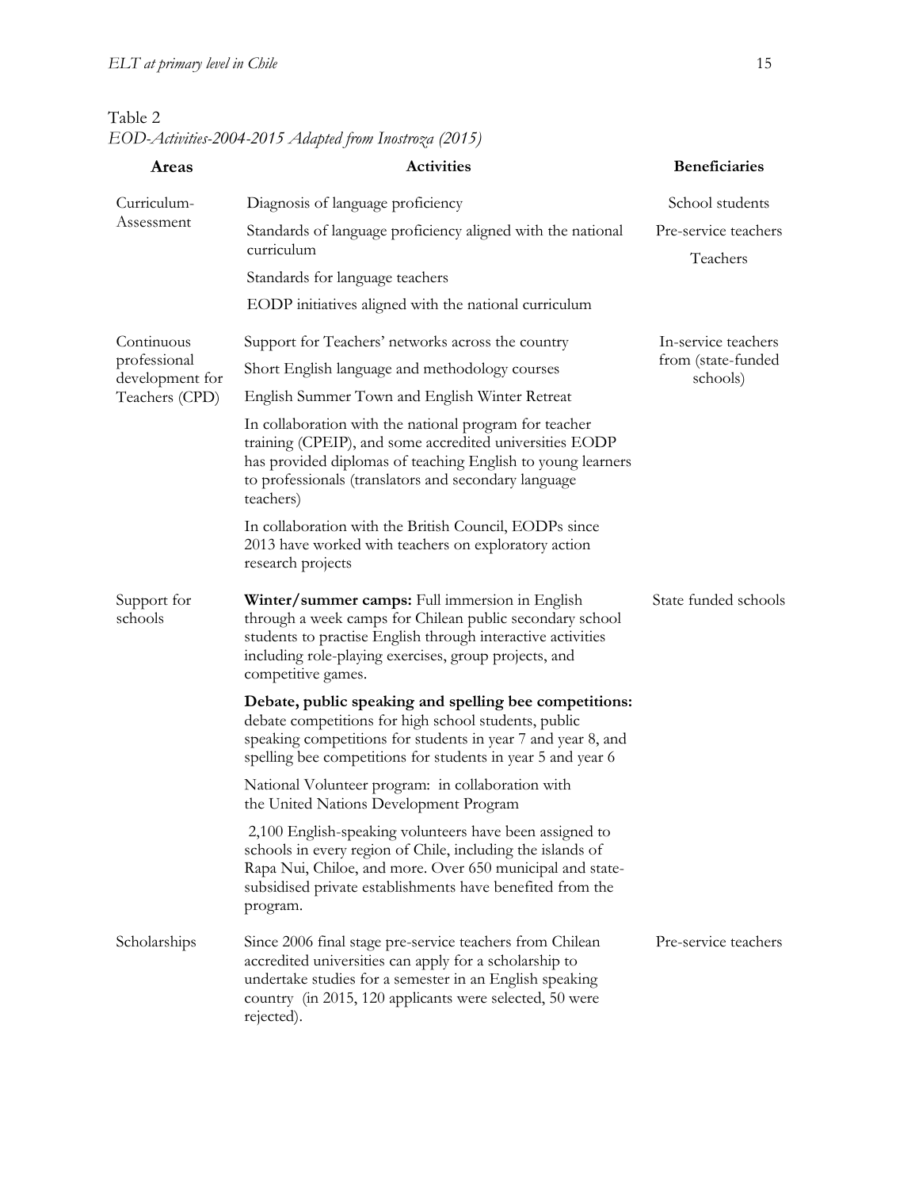Table 2

*EOD-Activities-2004-2015 Adapted from Inostroza (2015)*

| Areas | Activities | Beneficiaries |
|---|---|---|
| Curriculum-Assessment | Diagnosis of language proficiency | School students |
| | Standards of language proficiency aligned with the national curriculum | Pre-service teachers |
| | Standards for language teachers | Teachers |
| | EODP initiatives aligned with the national curriculum | |
| Continuous professional development for Teachers (CPD) | Support for Teachers' networks across the country | In-service teachers from (state-funded schools) |
| | Short English language and methodology courses | |
| | English Summer Town and English Winter Retreat | |
| | In collaboration with the national program for teacher training (CPEIP), and some accredited universities EODP has provided diplomas of teaching English to young learners to professionals (translators and secondary language teachers) | |
| | In collaboration with the British Council, EODPs since 2013 have worked with teachers on exploratory action research projects | |
| Support for schools | **Winter/summer camps:** Full immersion in English through a week camps for Chilean public secondary school students to practise English through interactive activities including role-playing exercises, group projects, and competitive games. | State funded schools |
| | **Debate, public speaking and spelling bee competitions:** debate competitions for high school students, public speaking competitions for students in year 7 and year 8, and spelling bee competitions for students in year 5 and year 6 | |
| | National Volunteer program: in collaboration with the United Nations Development Program | |
| | 2,100 English-speaking volunteers have been assigned to schools in every region of Chile, including the islands of Rapa Nui, Chiloe, and more. Over 650 municipal and state-subsidised private establishments have benefited from the program. | |
| Scholarships | Since 2006 final stage pre-service teachers from Chilean accredited universities can apply for a scholarship to undertake studies for a semester in an English speaking country (in 2015, 120 applicants were selected, 50 were rejected). | Pre-service teachers |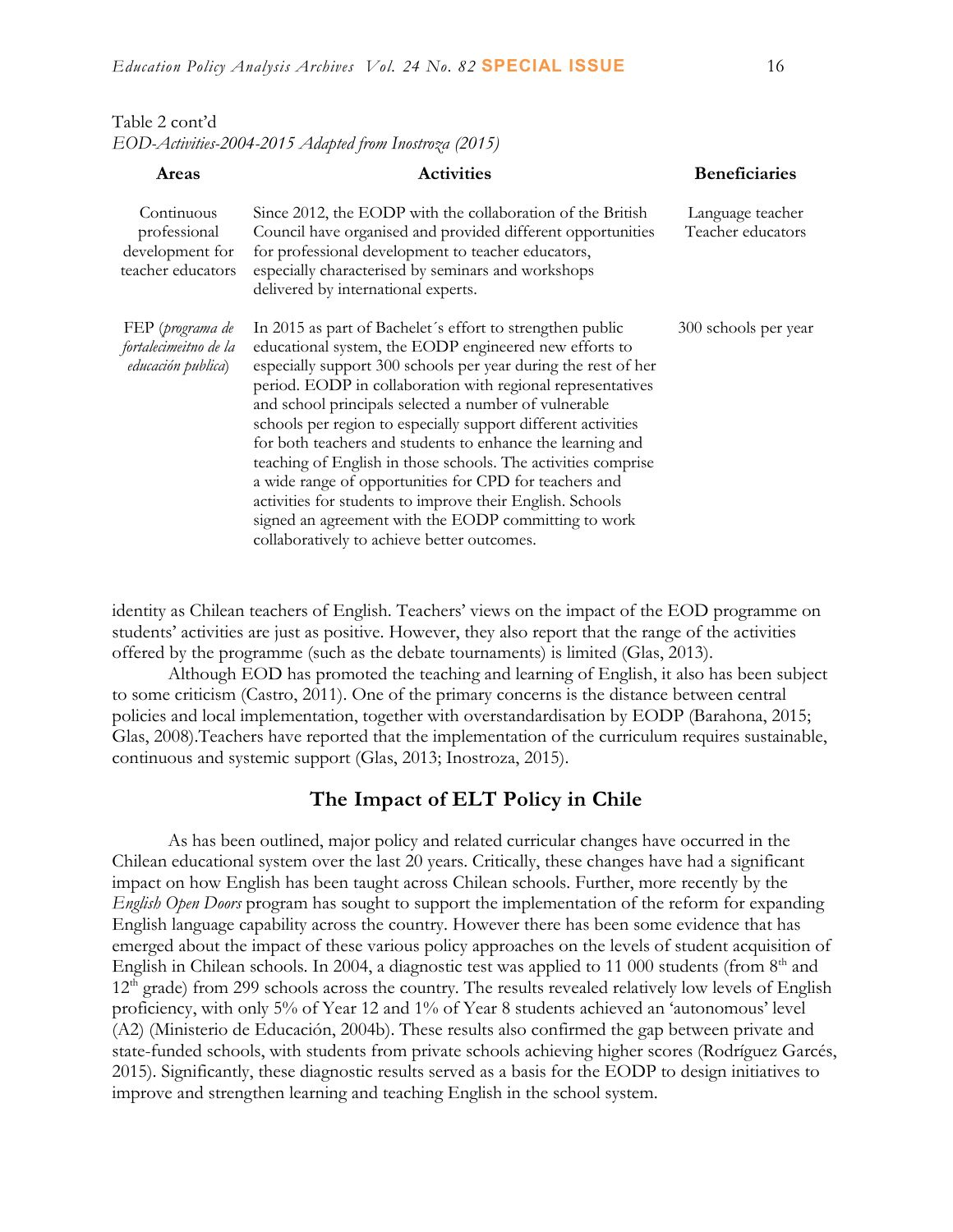Table 2 cont'd
*EOD-Activities-2004-2015 Adapted from Inostroza (2015)*

| Areas | Activities | Beneficiaries |
|---|---|---|
| Continuous professional development for teacher educators | Since 2012, the EODP with the collaboration of the British Council have organised and provided different opportunities for professional development to teacher educators, especially characterised by seminars and workshops delivered by international experts. | Language teacher Teacher educators |
| FEP (*programa de fortalecimeitno de la educación publica*) | In 2015 as part of Bachelet´s effort to strengthen public educational system, the EODP engineered new efforts to especially support 300 schools per year during the rest of her period. EODP in collaboration with regional representatives and school principals selected a number of vulnerable schools per region to especially support different activities for both teachers and students to enhance the learning and teaching of English in those schools. The activities comprise a wide range of opportunities for CPD for teachers and activities for students to improve their English. Schools signed an agreement with the EODP committing to work collaboratively to achieve better outcomes. | 300 schools per year |

identity as Chilean teachers of English. Teachers' views on the impact of the EOD programme on students' activities are just as positive. However, they also report that the range of the activities offered by the programme (such as the debate tournaments) is limited (Glas, 2013).

Although EOD has promoted the teaching and learning of English, it also has been subject to some criticism (Castro, 2011). One of the primary concerns is the distance between central policies and local implementation, together with overstandardisation by EODP (Barahona, 2015; Glas, 2008).Teachers have reported that the implementation of the curriculum requires sustainable, continuous and systemic support (Glas, 2013; Inostroza, 2015).

## The Impact of ELT Policy in Chile

As has been outlined, major policy and related curricular changes have occurred in the Chilean educational system over the last 20 years. Critically, these changes have had a significant impact on how English has been taught across Chilean schools. Further, more recently by the *English Open Doors* program has sought to support the implementation of the reform for expanding English language capability across the country. However there has been some evidence that has emerged about the impact of these various policy approaches on the levels of student acquisition of English in Chilean schools. In 2004, a diagnostic test was applied to 11 000 students (from 8th and 12th grade) from 299 schools across the country. The results revealed relatively low levels of English proficiency, with only 5% of Year 12 and 1% of Year 8 students achieved an 'autonomous' level (A2) (Ministerio de Educación, 2004b). These results also confirmed the gap between private and state-funded schools, with students from private schools achieving higher scores (Rodríguez Garcés, 2015). Significantly, these diagnostic results served as a basis for the EODP to design initiatives to improve and strengthen learning and teaching English in the school system.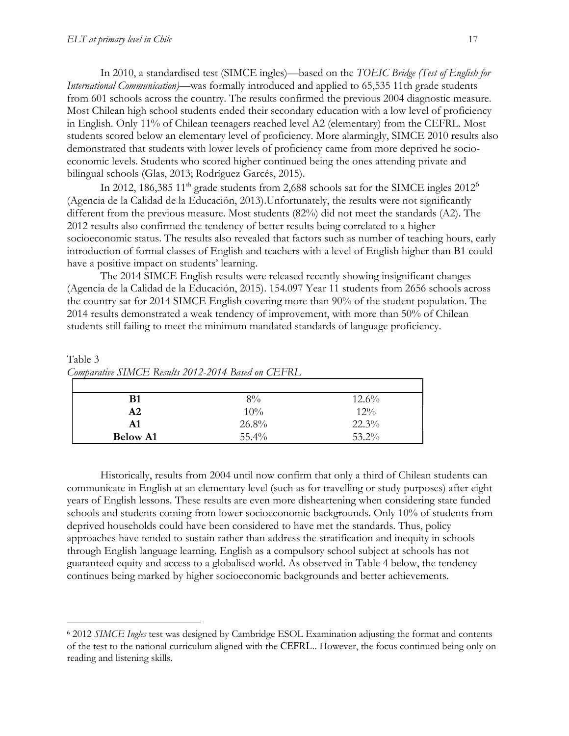In 2010, a standardised test (SIMCE ingles)—based on the *TOEIC Bridge (Test of English for International Communication)*—was formally introduced and applied to 65,535 11th grade students from 601 schools across the country. The results confirmed the previous 2004 diagnostic measure. Most Chilean high school students ended their secondary education with a low level of proficiency in English. Only 11% of Chilean teenagers reached level A2 (elementary) from the CEFRL. Most students scored below an elementary level of proficiency. More alarmingly, SIMCE 2010 results also demonstrated that students with lower levels of proficiency came from more deprived he socio-economic levels. Students who scored higher continued being the ones attending private and bilingual schools (Glas, 2013; Rodríguez Garcés, 2015).

In 2012, 186,385 11th grade students from 2,688 schools sat for the SIMCE ingles 2012[6] (Agencia de la Calidad de la Educación, 2013).Unfortunately, the results were not significantly different from the previous measure. Most students (82%) did not meet the standards (A2). The 2012 results also confirmed the tendency of better results being correlated to a higher socioeconomic status. The results also revealed that factors such as number of teaching hours, early introduction of formal classes of English and teachers with a level of English higher than B1 could have a positive impact on students' learning.

The 2014 SIMCE English results were released recently showing insignificant changes (Agencia de la Calidad de la Educación, 2015). 154.097 Year 11 students from 2656 schools across the country sat for 2014 SIMCE English covering more than 90% of the student population. The 2014 results demonstrated a weak tendency of improvement, with more than 50% of Chilean students still failing to meet the minimum mandated standards of language proficiency.

Table 3
*Comparative SIMCE Results 2012-2014 Based on CEFRL*

| | | |
|---|---|---|
| **B1** | 8% | 12.6% |
| **A2** | 10% | 12% |
| **A1** | 26.8% | 22.3% |
| **Below A1** | 55.4% | 53.2% |

Historically, results from 2004 until now confirm that only a third of Chilean students can communicate in English at an elementary level (such as for travelling or study purposes) after eight years of English lessons. These results are even more disheartening when considering state funded schools and students coming from lower socioeconomic backgrounds. Only 10% of students from deprived households could have been considered to have met the standards. Thus, policy approaches have tended to sustain rather than address the stratification and inequity in schools through English language learning. English as a compulsory school subject at schools has not guaranteed equity and access to a globalised world. As observed in Table 4 below, the tendency continues being marked by higher socioeconomic backgrounds and better achievements.

---

[6] 2012 *SIMCE Ingles* test was designed by Cambridge ESOL Examination adjusting the format and contents of the test to the national curriculum aligned with the CEFRL.. However, the focus continued being only on reading and listening skills.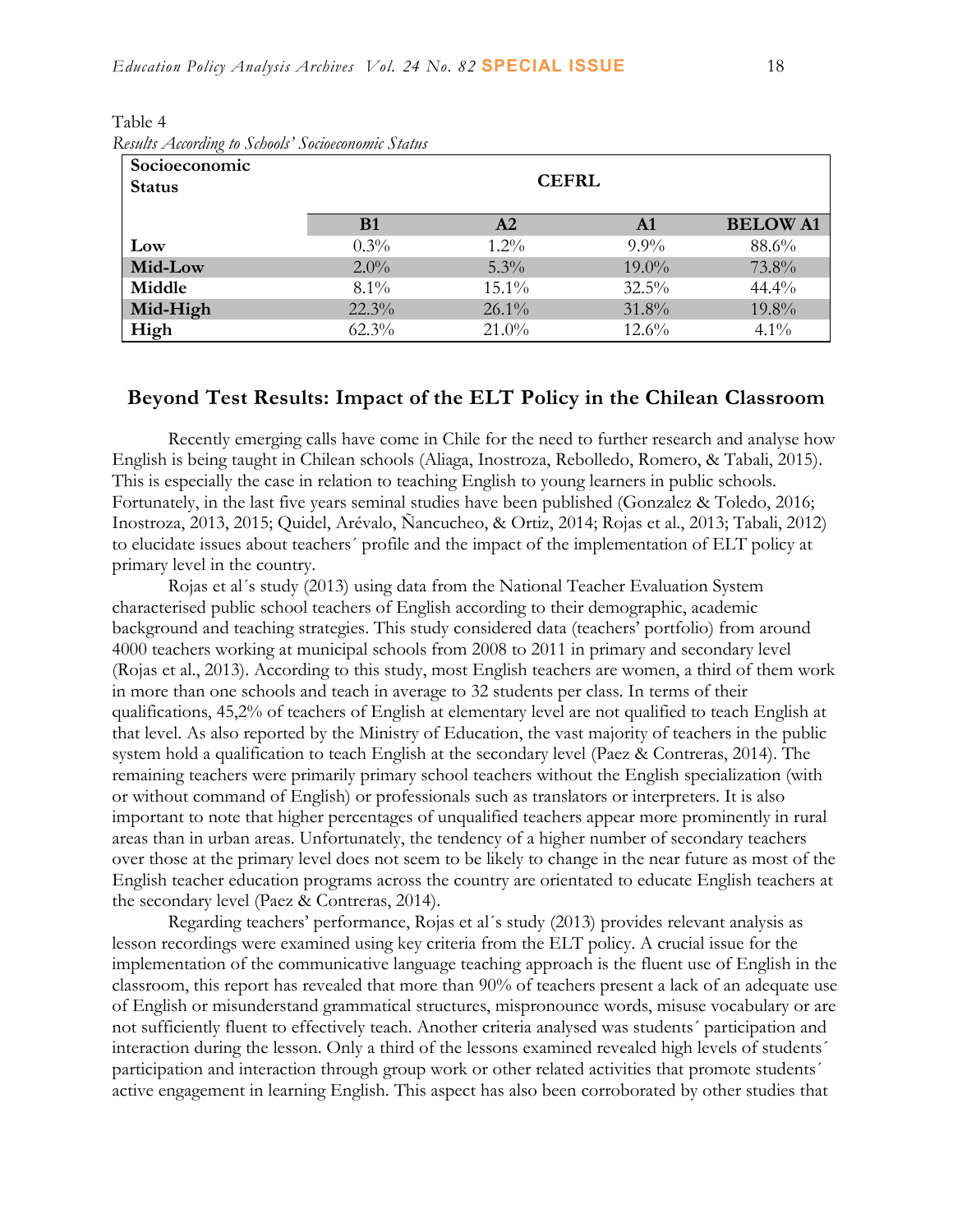Table 4
*Results According to Schools' Socioeconomic Status*

| Socioeconomic Status | CEFRL | | | |
|---|---|---|---|---|
| | **B1** | **A2** | **A1** | **BELOW A1** |
| **Low** | 0.3% | 1.2% | 9.9% | 88.6% |
| **Mid-Low** | 2.0% | 5.3% | 19.0% | 73.8% |
| **Middle** | 8.1% | 15.1% | 32.5% | 44.4% |
| **Mid-High** | 22.3% | 26.1% | 31.8% | 19.8% |
| **High** | 62.3% | 21.0% | 12.6% | 4.1% |

## Beyond Test Results: Impact of the ELT Policy in the Chilean Classroom

Recently emerging calls have come in Chile for the need to further research and analyse how English is being taught in Chilean schools (Aliaga, Inostroza, Rebolledo, Romero, & Tabali, 2015). This is especially the case in relation to teaching English to young learners in public schools. Fortunately, in the last five years seminal studies have been published (Gonzalez & Toledo, 2016; Inostroza, 2013, 2015; Quidel, Arévalo, Ñancucheo, & Ortiz, 2014; Rojas et al., 2013; Tabali, 2012) to elucidate issues about teachers´ profile and the impact of the implementation of ELT policy at primary level in the country.

Rojas et al´s study (2013) using data from the National Teacher Evaluation System characterised public school teachers of English according to their demographic, academic background and teaching strategies. This study considered data (teachers' portfolio) from around 4000 teachers working at municipal schools from 2008 to 2011 in primary and secondary level (Rojas et al., 2013). According to this study, most English teachers are women, a third of them work in more than one schools and teach in average to 32 students per class. In terms of their qualifications, 45,2% of teachers of English at elementary level are not qualified to teach English at that level. As also reported by the Ministry of Education, the vast majority of teachers in the public system hold a qualification to teach English at the secondary level (Paez & Contreras, 2014). The remaining teachers were primarily primary school teachers without the English specialization (with or without command of English) or professionals such as translators or interpreters. It is also important to note that higher percentages of unqualified teachers appear more prominently in rural areas than in urban areas. Unfortunately, the tendency of a higher number of secondary teachers over those at the primary level does not seem to be likely to change in the near future as most of the English teacher education programs across the country are orientated to educate English teachers at the secondary level (Paez & Contreras, 2014).

Regarding teachers' performance, Rojas et al´s study (2013) provides relevant analysis as lesson recordings were examined using key criteria from the ELT policy. A crucial issue for the implementation of the communicative language teaching approach is the fluent use of English in the classroom, this report has revealed that more than 90% of teachers present a lack of an adequate use of English or misunderstand grammatical structures, mispronounce words, misuse vocabulary or are not sufficiently fluent to effectively teach. Another criteria analysed was students´ participation and interaction during the lesson. Only a third of the lessons examined revealed high levels of students´ participation and interaction through group work or other related activities that promote students´ active engagement in learning English. This aspect has also been corroborated by other studies that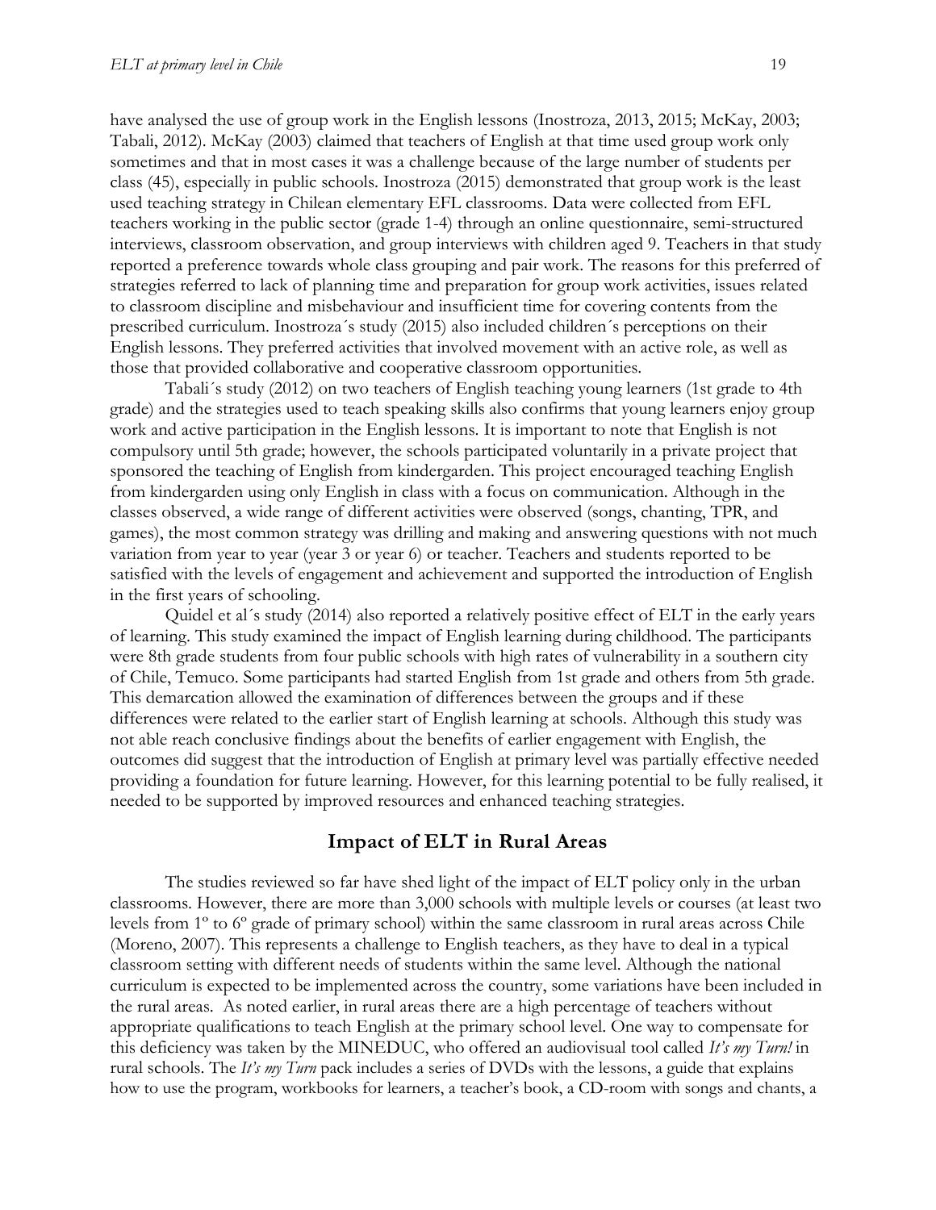have analysed the use of group work in the English lessons (Inostroza, 2013, 2015; McKay, 2003; Tabali, 2012). McKay (2003) claimed that teachers of English at that time used group work only sometimes and that in most cases it was a challenge because of the large number of students per class (45), especially in public schools. Inostroza (2015) demonstrated that group work is the least used teaching strategy in Chilean elementary EFL classrooms. Data were collected from EFL teachers working in the public sector (grade 1-4) through an online questionnaire, semi-structured interviews, classroom observation, and group interviews with children aged 9. Teachers in that study reported a preference towards whole class grouping and pair work. The reasons for this preferred of strategies referred to lack of planning time and preparation for group work activities, issues related to classroom discipline and misbehaviour and insufficient time for covering contents from the prescribed curriculum. Inostroza´s study (2015) also included children´s perceptions on their English lessons. They preferred activities that involved movement with an active role, as well as those that provided collaborative and cooperative classroom opportunities.

Tabali´s study (2012) on two teachers of English teaching young learners (1st grade to 4th grade) and the strategies used to teach speaking skills also confirms that young learners enjoy group work and active participation in the English lessons. It is important to note that English is not compulsory until 5th grade; however, the schools participated voluntarily in a private project that sponsored the teaching of English from kindergarden. This project encouraged teaching English from kindergarden using only English in class with a focus on communication. Although in the classes observed, a wide range of different activities were observed (songs, chanting, TPR, and games), the most common strategy was drilling and making and answering questions with not much variation from year to year (year 3 or year 6) or teacher. Teachers and students reported to be satisfied with the levels of engagement and achievement and supported the introduction of English in the first years of schooling.

Quidel et al´s study (2014) also reported a relatively positive effect of ELT in the early years of learning. This study examined the impact of English learning during childhood. The participants were 8th grade students from four public schools with high rates of vulnerability in a southern city of Chile, Temuco. Some participants had started English from 1st grade and others from 5th grade. This demarcation allowed the examination of differences between the groups and if these differences were related to the earlier start of English learning at schools. Although this study was not able reach conclusive findings about the benefits of earlier engagement with English, the outcomes did suggest that the introduction of English at primary level was partially effective needed providing a foundation for future learning. However, for this learning potential to be fully realised, it needed to be supported by improved resources and enhanced teaching strategies.

## Impact of ELT in Rural Areas

The studies reviewed so far have shed light of the impact of ELT policy only in the urban classrooms. However, there are more than 3,000 schools with multiple levels or courses (at least two levels from 1º to 6º grade of primary school) within the same classroom in rural areas across Chile (Moreno, 2007). This represents a challenge to English teachers, as they have to deal in a typical classroom setting with different needs of students within the same level. Although the national curriculum is expected to be implemented across the country, some variations have been included in the rural areas. As noted earlier, in rural areas there are a high percentage of teachers without appropriate qualifications to teach English at the primary school level. One way to compensate for this deficiency was taken by the MINEDUC, who offered an audiovisual tool called *It's my Turn!* in rural schools. The *It's my Turn* pack includes a series of DVDs with the lessons, a guide that explains how to use the program, workbooks for learners, a teacher's book, a CD-room with songs and chants, a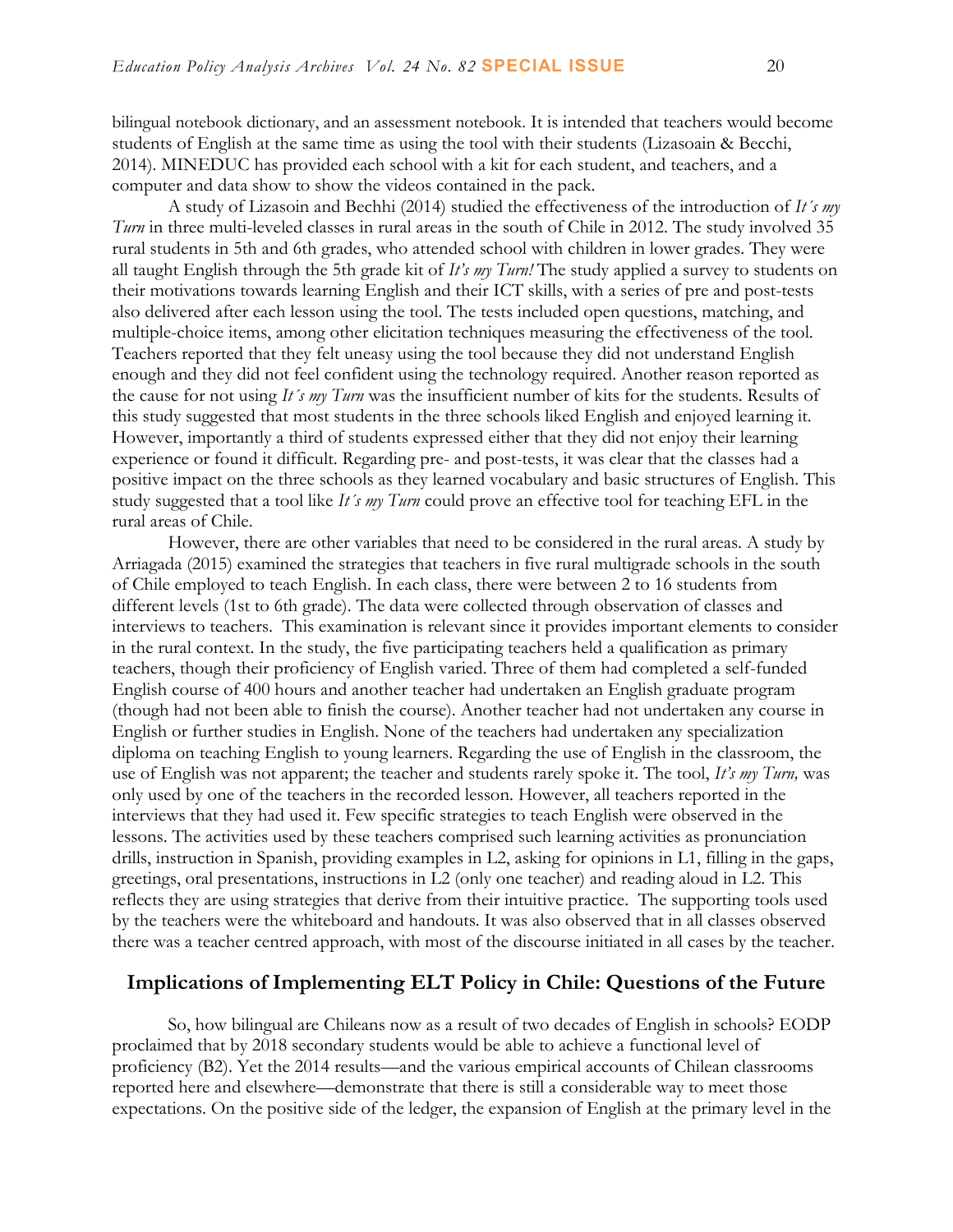bilingual notebook dictionary, and an assessment notebook. It is intended that teachers would become students of English at the same time as using the tool with their students (Lizasoain & Becchi, 2014). MINEDUC has provided each school with a kit for each student, and teachers, and a computer and data show to show the videos contained in the pack.

A study of Lizasoin and Bechhi (2014) studied the effectiveness of the introduction of *It´s my Turn* in three multi-leveled classes in rural areas in the south of Chile in 2012. The study involved 35 rural students in 5th and 6th grades, who attended school with children in lower grades. They were all taught English through the 5th grade kit of *It's my Turn!* The study applied a survey to students on their motivations towards learning English and their ICT skills, with a series of pre and post-tests also delivered after each lesson using the tool. The tests included open questions, matching, and multiple-choice items, among other elicitation techniques measuring the effectiveness of the tool. Teachers reported that they felt uneasy using the tool because they did not understand English enough and they did not feel confident using the technology required. Another reason reported as the cause for not using *It´s my Turn* was the insufficient number of kits for the students. Results of this study suggested that most students in the three schools liked English and enjoyed learning it. However, importantly a third of students expressed either that they did not enjoy their learning experience or found it difficult. Regarding pre- and post-tests, it was clear that the classes had a positive impact on the three schools as they learned vocabulary and basic structures of English. This study suggested that a tool like *It´s my Turn* could prove an effective tool for teaching EFL in the rural areas of Chile.

However, there are other variables that need to be considered in the rural areas. A study by Arriagada (2015) examined the strategies that teachers in five rural multigrade schools in the south of Chile employed to teach English. In each class, there were between 2 to 16 students from different levels (1st to 6th grade). The data were collected through observation of classes and interviews to teachers. This examination is relevant since it provides important elements to consider in the rural context. In the study, the five participating teachers held a qualification as primary teachers, though their proficiency of English varied. Three of them had completed a self-funded English course of 400 hours and another teacher had undertaken an English graduate program (though had not been able to finish the course). Another teacher had not undertaken any course in English or further studies in English. None of the teachers had undertaken any specialization diploma on teaching English to young learners. Regarding the use of English in the classroom, the use of English was not apparent; the teacher and students rarely spoke it. The tool, *It's my Turn,* was only used by one of the teachers in the recorded lesson. However, all teachers reported in the interviews that they had used it. Few specific strategies to teach English were observed in the lessons. The activities used by these teachers comprised such learning activities as pronunciation drills, instruction in Spanish, providing examples in L2, asking for opinions in L1, filling in the gaps, greetings, oral presentations, instructions in L2 (only one teacher) and reading aloud in L2. This reflects they are using strategies that derive from their intuitive practice. The supporting tools used by the teachers were the whiteboard and handouts. It was also observed that in all classes observed there was a teacher centred approach, with most of the discourse initiated in all cases by the teacher.

## Implications of Implementing ELT Policy in Chile: Questions of the Future

So, how bilingual are Chileans now as a result of two decades of English in schools? EODP proclaimed that by 2018 secondary students would be able to achieve a functional level of proficiency (B2). Yet the 2014 results—and the various empirical accounts of Chilean classrooms reported here and elsewhere—demonstrate that there is still a considerable way to meet those expectations. On the positive side of the ledger, the expansion of English at the primary level in the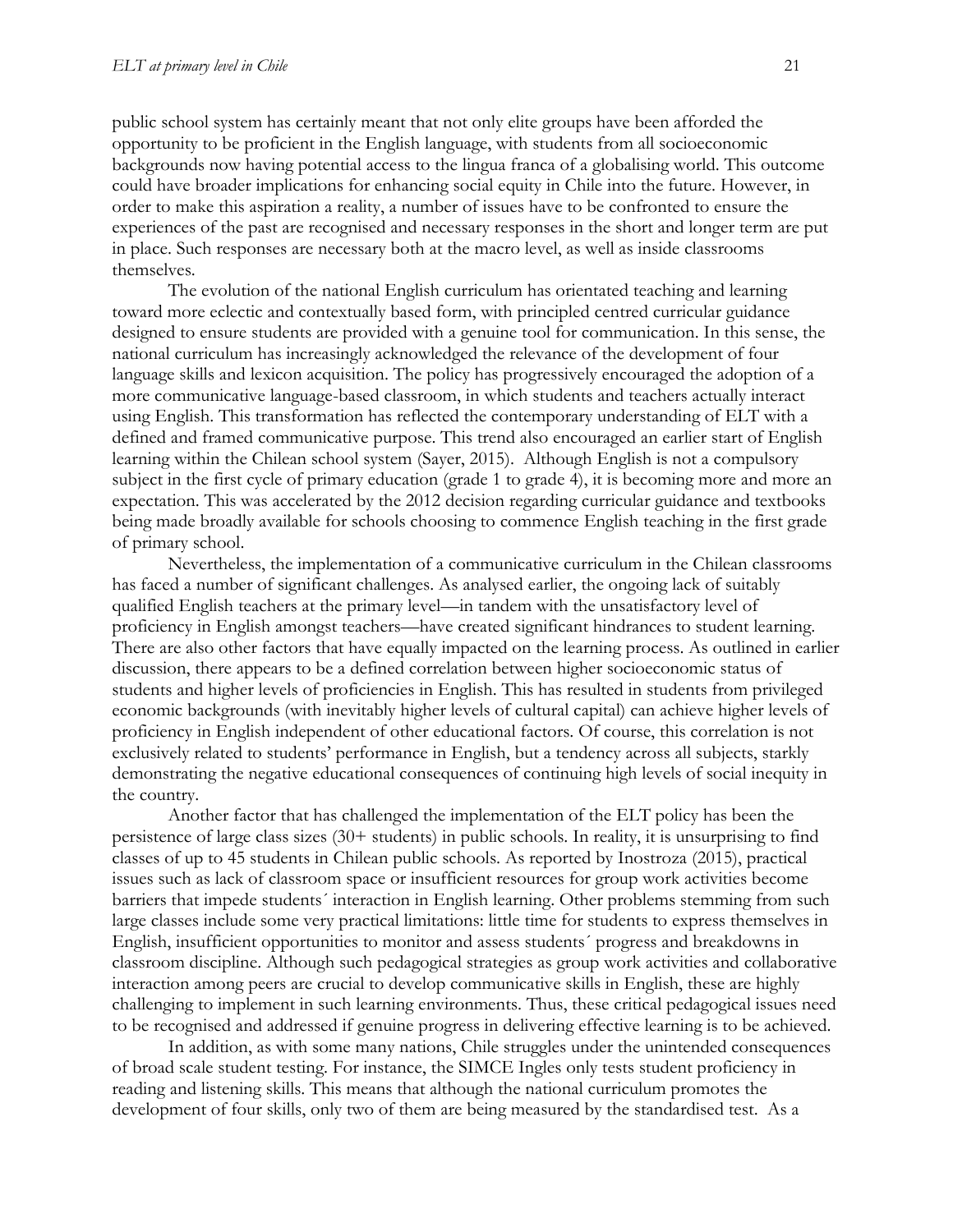public school system has certainly meant that not only elite groups have been afforded the opportunity to be proficient in the English language, with students from all socioeconomic backgrounds now having potential access to the lingua franca of a globalising world. This outcome could have broader implications for enhancing social equity in Chile into the future. However, in order to make this aspiration a reality, a number of issues have to be confronted to ensure the experiences of the past are recognised and necessary responses in the short and longer term are put in place. Such responses are necessary both at the macro level, as well as inside classrooms themselves.

The evolution of the national English curriculum has orientated teaching and learning toward more eclectic and contextually based form, with principled centred curricular guidance designed to ensure students are provided with a genuine tool for communication. In this sense, the national curriculum has increasingly acknowledged the relevance of the development of four language skills and lexicon acquisition. The policy has progressively encouraged the adoption of a more communicative language-based classroom, in which students and teachers actually interact using English. This transformation has reflected the contemporary understanding of ELT with a defined and framed communicative purpose. This trend also encouraged an earlier start of English learning within the Chilean school system (Sayer, 2015). Although English is not a compulsory subject in the first cycle of primary education (grade 1 to grade 4), it is becoming more and more an expectation. This was accelerated by the 2012 decision regarding curricular guidance and textbooks being made broadly available for schools choosing to commence English teaching in the first grade of primary school.

Nevertheless, the implementation of a communicative curriculum in the Chilean classrooms has faced a number of significant challenges. As analysed earlier, the ongoing lack of suitably qualified English teachers at the primary level—in tandem with the unsatisfactory level of proficiency in English amongst teachers—have created significant hindrances to student learning. There are also other factors that have equally impacted on the learning process. As outlined in earlier discussion, there appears to be a defined correlation between higher socioeconomic status of students and higher levels of proficiencies in English. This has resulted in students from privileged economic backgrounds (with inevitably higher levels of cultural capital) can achieve higher levels of proficiency in English independent of other educational factors. Of course, this correlation is not exclusively related to students' performance in English, but a tendency across all subjects, starkly demonstrating the negative educational consequences of continuing high levels of social inequity in the country.

Another factor that has challenged the implementation of the ELT policy has been the persistence of large class sizes (30+ students) in public schools. In reality, it is unsurprising to find classes of up to 45 students in Chilean public schools. As reported by Inostroza (2015), practical issues such as lack of classroom space or insufficient resources for group work activities become barriers that impede students´ interaction in English learning. Other problems stemming from such large classes include some very practical limitations: little time for students to express themselves in English, insufficient opportunities to monitor and assess students´ progress and breakdowns in classroom discipline. Although such pedagogical strategies as group work activities and collaborative interaction among peers are crucial to develop communicative skills in English, these are highly challenging to implement in such learning environments. Thus, these critical pedagogical issues need to be recognised and addressed if genuine progress in delivering effective learning is to be achieved.

In addition, as with some many nations, Chile struggles under the unintended consequences of broad scale student testing. For instance, the SIMCE Ingles only tests student proficiency in reading and listening skills. This means that although the national curriculum promotes the development of four skills, only two of them are being measured by the standardised test. As a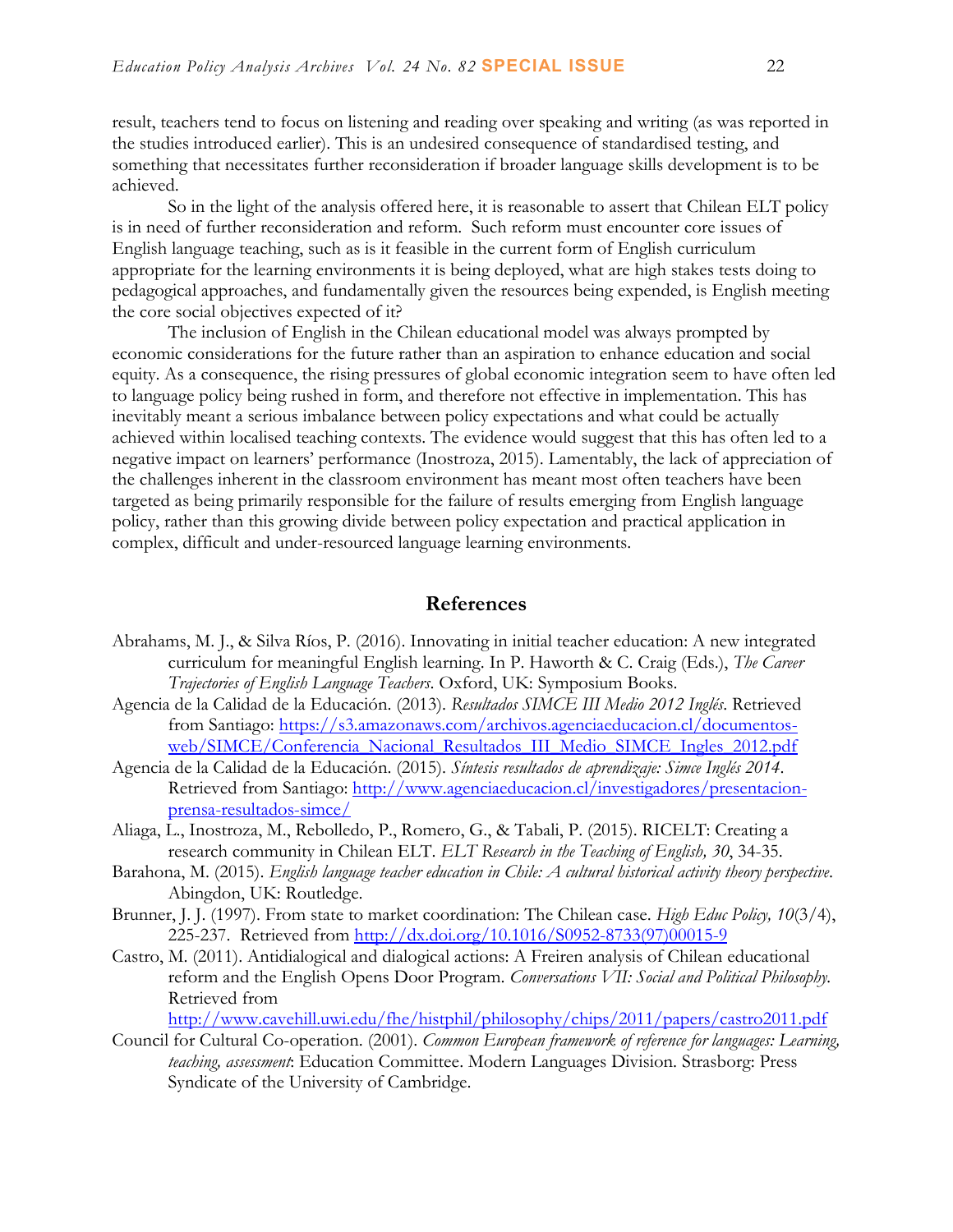result, teachers tend to focus on listening and reading over speaking and writing (as was reported in the studies introduced earlier). This is an undesired consequence of standardised testing, and something that necessitates further reconsideration if broader language skills development is to be achieved.

So in the light of the analysis offered here, it is reasonable to assert that Chilean ELT policy is in need of further reconsideration and reform. Such reform must encounter core issues of English language teaching, such as is it feasible in the current form of English curriculum appropriate for the learning environments it is being deployed, what are high stakes tests doing to pedagogical approaches, and fundamentally given the resources being expended, is English meeting the core social objectives expected of it?

The inclusion of English in the Chilean educational model was always prompted by economic considerations for the future rather than an aspiration to enhance education and social equity. As a consequence, the rising pressures of global economic integration seem to have often led to language policy being rushed in form, and therefore not effective in implementation. This has inevitably meant a serious imbalance between policy expectations and what could be actually achieved within localised teaching contexts. The evidence would suggest that this has often led to a negative impact on learners' performance (Inostroza, 2015). Lamentably, the lack of appreciation of the challenges inherent in the classroom environment has meant most often teachers have been targeted as being primarily responsible for the failure of results emerging from English language policy, rather than this growing divide between policy expectation and practical application in complex, difficult and under-resourced language learning environments.

## References

Abrahams, M. J., & Silva Ríos, P. (2016). Innovating in initial teacher education: A new integrated curriculum for meaningful English learning. In P. Haworth & C. Craig (Eds.), *The Career Trajectories of English Language Teachers*. Oxford, UK: Symposium Books.

Agencia de la Calidad de la Educación. (2013). *Resultados SIMCE III Medio 2012 Inglés*. Retrieved from Santiago: https://s3.amazonaws.com/archivos.agenciaeducacion.cl/documentos-web/SIMCE/Conferencia_Nacional_Resultados_III_Medio_SIMCE_Ingles_2012.pdf

Agencia de la Calidad de la Educación. (2015). *Síntesis resultados de aprendizaje: Simce Inglés 2014*. Retrieved from Santiago: http://www.agenciaeducacion.cl/investigadores/presentacion-prensa-resultados-simce/

Aliaga, L., Inostroza, M., Rebolledo, P., Romero, G., & Tabali, P. (2015). RICELT: Creating a research community in Chilean ELT. *ELT Research in the Teaching of English, 30*, 34-35.

Barahona, M. (2015). *English language teacher education in Chile: A cultural historical activity theory perspective*. Abingdon, UK: Routledge.

Brunner, J. J. (1997). From state to market coordination: The Chilean case. *High Educ Policy, 10*(3/4), 225-237. Retrieved from http://dx.doi.org/10.1016/S0952-8733(97)00015-9

Castro, M. (2011). Antidialogical and dialogical actions: A Freiren analysis of Chilean educational reform and the English Opens Door Program. *Conversations VII: Social and Political Philosophy.* Retrieved from http://www.cavehill.uwi.edu/fhe/histphil/philosophy/chips/2011/papers/castro2011.pdf

Council for Cultural Co-operation. (2001). *Common European framework of reference for languages: Learning, teaching, assessment*: Education Committee. Modern Languages Division. Strasborg: Press Syndicate of the University of Cambridge.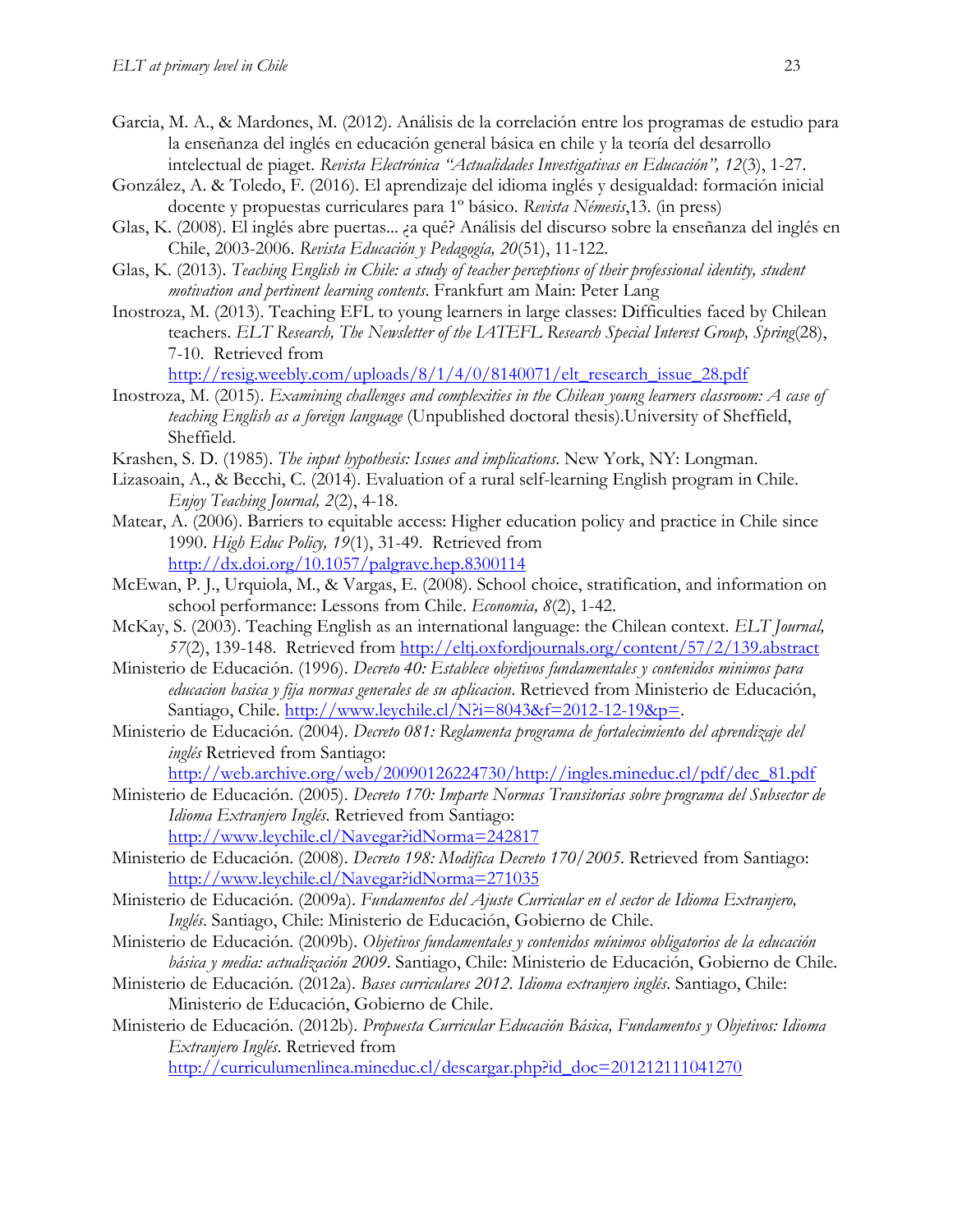Garcia, M. A., & Mardones, M. (2012). Análisis de la correlación entre los programas de estudio para la enseñanza del inglés en educación general básica en chile y la teoría del desarrollo intelectual de piaget. *Revista Electrónica "Actualidades Investigativas en Educación", 12*(3), 1-27.

González, A. & Toledo, F. (2016). El aprendizaje del idioma inglés y desigualdad: formación inicial docente y propuestas curriculares para 1º básico. *Revista Némesis*,13. (in press)

Glas, K. (2008). El inglés abre puertas... ¿a qué? Análisis del discurso sobre la enseñanza del inglés en Chile, 2003-2006. *Revista Educación y Pedagogía, 20*(51), 11-122.

Glas, K. (2013). *Teaching English in Chile: a study of teacher perceptions of their professional identity, student motivation and pertinent learning contents*. Frankfurt am Main: Peter Lang

Inostroza, M. (2013). Teaching EFL to young learners in large classes: Difficulties faced by Chilean teachers. *ELT Research, The Newsletter of the IATEFL Research Special Interest Group, Spring*(28), 7-10. Retrieved from http://resig.weebly.com/uploads/8/1/4/0/8140071/elt_research_issue_28.pdf

Inostroza, M. (2015). *Examining challenges and complexities in the Chilean young learners classroom: A case of teaching English as a foreign language* (Unpublished doctoral thesis).University of Sheffield, Sheffield.

Krashen, S. D. (1985). *The input hypothesis: Issues and implications*. New York, NY: Longman.

Lizasoain, A., & Becchi, C. (2014). Evaluation of a rural self-learning English program in Chile. *Enjoy Teaching Journal, 2*(2), 4-18.

Matear, A. (2006). Barriers to equitable access: Higher education policy and practice in Chile since 1990. *High Educ Policy, 19*(1), 31-49. Retrieved from http://dx.doi.org/10.1057/palgrave.hep.8300114

McEwan, P. J., Urquiola, M., & Vargas, E. (2008). School choice, stratification, and information on school performance: Lessons from Chile. *Economia, 8*(2), 1-42.

McKay, S. (2003). Teaching English as an international language: the Chilean context. *ELT Journal, 57*(2), 139-148. Retrieved from http://eltj.oxfordjournals.org/content/57/2/139.abstract

Ministerio de Educación. (1996). *Decreto 40: Establece objetivos fundamentales y contenidos minimos para educacion basica y fija normas generales de su aplicacion*. Retrieved from Ministerio de Educación, Santiago, Chile. http://www.leychile.cl/N?i=8043&f=2012-12-19&p=.

Ministerio de Educación. (2004). *Decreto 081: Reglamenta programa de fortalecimiento del aprendizaje del inglés* Retrieved from Santiago: http://web.archive.org/web/20090126224730/http://ingles.mineduc.cl/pdf/dec_81.pdf

Ministerio de Educación. (2005). *Decreto 170: Imparte Normas Transitorias sobre programa del Subsector de Idioma Extranjero Inglés*. Retrieved from Santiago: http://www.leychile.cl/Navegar?idNorma=242817

Ministerio de Educación. (2008). *Decreto 198: Modifica Decreto 170/2005*. Retrieved from Santiago: http://www.leychile.cl/Navegar?idNorma=271035

Ministerio de Educación. (2009a). *Fundamentos del Ajuste Curricular en el sector de Idioma Extranjero, Inglés*. Santiago, Chile: Ministerio de Educación, Gobierno de Chile.

Ministerio de Educación. (2009b). *Objetivos fundamentales y contenidos mínimos obligatorios de la educación básica y media: actualización 2009*. Santiago, Chile: Ministerio de Educación, Gobierno de Chile.

Ministerio de Educación. (2012a). *Bases curriculares 2012. Idioma extranjero inglés*. Santiago, Chile: Ministerio de Educación, Gobierno de Chile.

Ministerio de Educación. (2012b). *Propuesta Curricular Educación Básica, Fundamentos y Objetivos: Idioma Extranjero Inglés*. Retrieved from http://curriculumenlinea.mineduc.cl/descargar.php?id_doc=201212111041270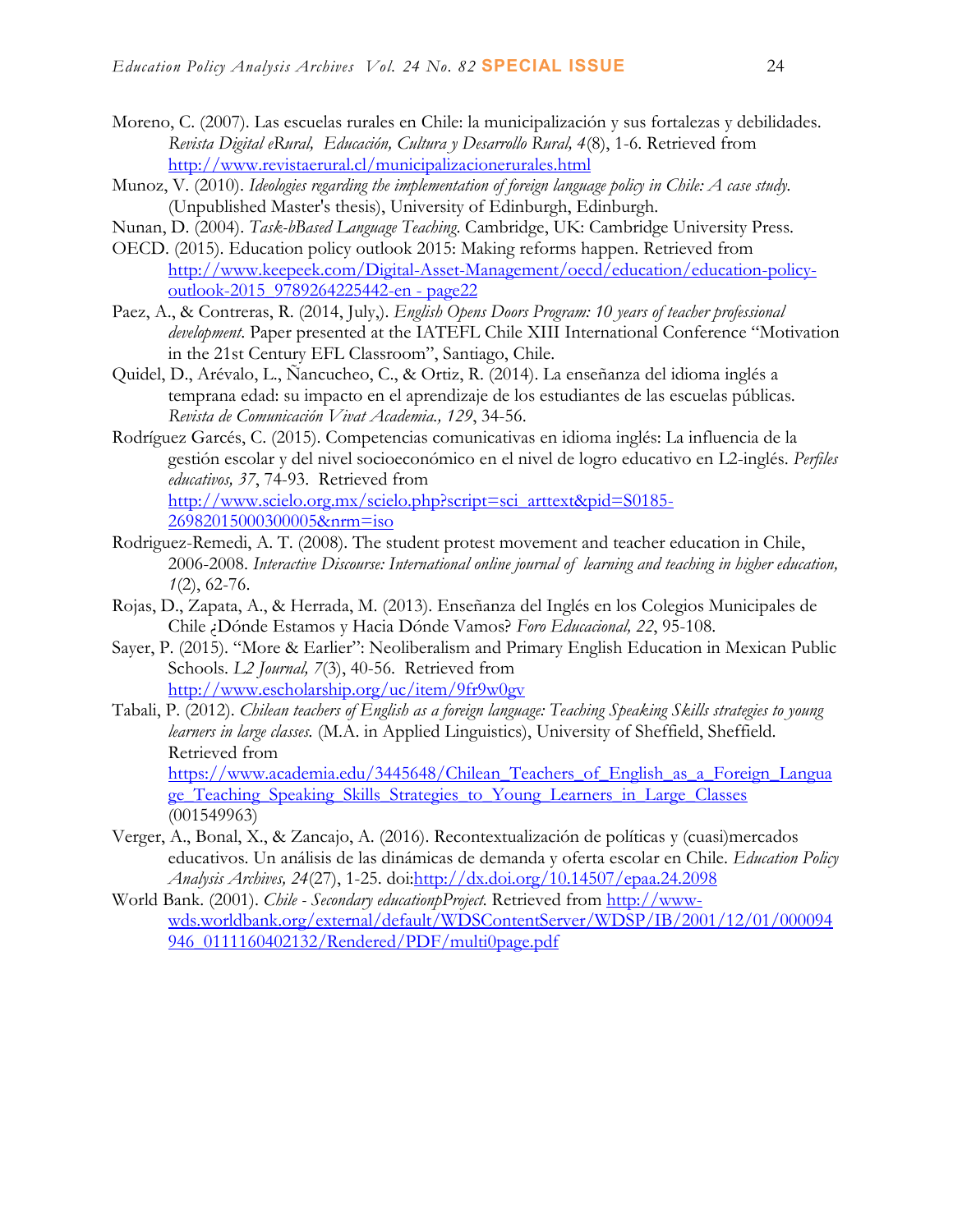Moreno, C. (2007). Las escuelas rurales en Chile: la municipalización y sus fortalezas y debilidades. *Revista Digital eRural, Educación, Cultura y Desarrollo Rural, 4*(8), 1-6. Retrieved from http://www.revistaerural.cl/municipalizacionerurales.html

Munoz, V. (2010). *Ideologies regarding the implementation of foreign language policy in Chile: A case study.* (Unpublished Master's thesis), University of Edinburgh, Edinburgh.

Nunan, D. (2004). *Task-bBased Language Teaching*. Cambridge, UK: Cambridge University Press.

OECD. (2015). Education policy outlook 2015: Making reforms happen. Retrieved from http://www.keepeek.com/Digital-Asset-Management/oecd/education/education-policy-outlook-2015_9789264225442-en - page22

Paez, A., & Contreras, R. (2014, July,). *English Opens Doors Program: 10 years of teacher professional development.* Paper presented at the IATEFL Chile XIII International Conference "Motivation in the 21st Century EFL Classroom", Santiago, Chile.

Quidel, D., Arévalo, L., Ñancucheo, C., & Ortiz, R. (2014). La enseñanza del idioma inglés a temprana edad: su impacto en el aprendizaje de los estudiantes de las escuelas públicas. *Revista de Comunicación Vivat Academia., 129*, 34-56.

Rodríguez Garcés, C. (2015). Competencias comunicativas en idioma inglés: La influencia de la gestión escolar y del nivel socioeconómico en el nivel de logro educativo en L2-inglés. *Perfiles educativos, 37*, 74-93. Retrieved from http://www.scielo.org.mx/scielo.php?script=sci_arttext&pid=S0185-26982015000300005&nrm=iso

Rodriguez-Remedi, A. T. (2008). The student protest movement and teacher education in Chile, 2006-2008. *Interactive Discourse: International online journal of learning and teaching in higher education, 1*(2), 62-76.

Rojas, D., Zapata, A., & Herrada, M. (2013). Enseñanza del Inglés en los Colegios Municipales de Chile ¿Dónde Estamos y Hacia Dónde Vamos? *Foro Educacional, 22*, 95-108.

Sayer, P. (2015). "More & Earlier": Neoliberalism and Primary English Education in Mexican Public Schools. *L2 Journal, 7*(3), 40-56. Retrieved from http://www.escholarship.org/uc/item/9fr9w0gv

Tabali, P. (2012). *Chilean teachers of English as a foreign language: Teaching Speaking Skills strategies to young learners in large classes.* (M.A. in Applied Linguistics), University of Sheffield, Sheffield. Retrieved from https://www.academia.edu/3445648/Chilean_Teachers_of_English_as_a_Foreign_Language_Teaching_Speaking_Skills_Strategies_to_Young_Learners_in_Large_Classes (001549963)

Verger, A., Bonal, X., & Zancajo, A. (2016). Recontextualización de políticas y (cuasi)mercados educativos. Un análisis de las dinámicas de demanda y oferta escolar en Chile. *Education Policy Analysis Archives, 24*(27), 1-25. doi:http://dx.doi.org/10.14507/epaa.24.2098

World Bank. (2001). *Chile - Secondary educationpProject.* Retrieved from http://www-wds.worldbank.org/external/default/WDSContentServer/WDSP/IB/2001/12/01/000094946_0111160402132/Rendered/PDF/multi0page.pdf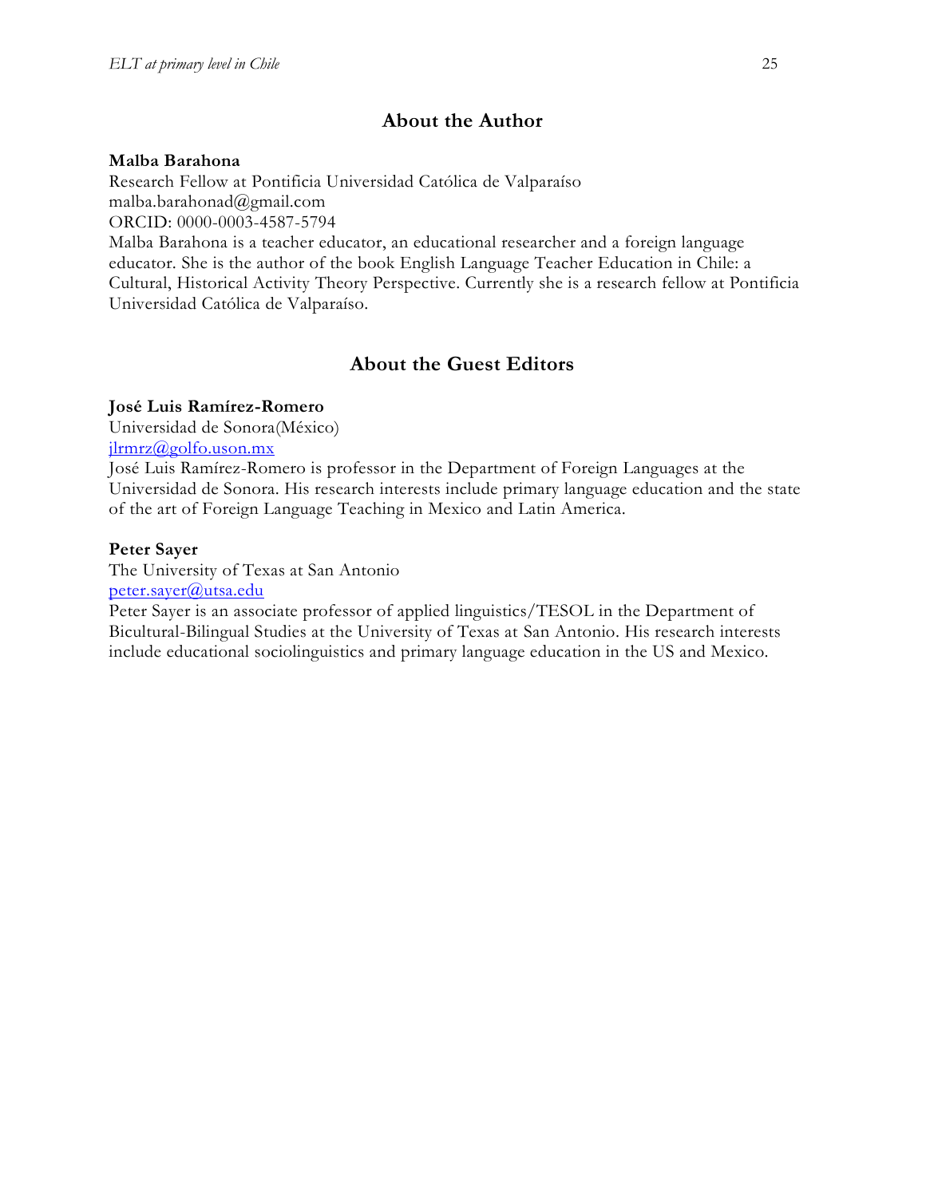## About the Author

**Malba Barahona**
Research Fellow at Pontificia Universidad Católica de Valparaíso
malba.barahonad@gmail.com
ORCID: 0000-0003-4587-5794
Malba Barahona is a teacher educator, an educational researcher and a foreign language educator. She is the author of the book English Language Teacher Education in Chile: a Cultural, Historical Activity Theory Perspective. Currently she is a research fellow at Pontificia Universidad Católica de Valparaíso.

## About the Guest Editors

**José Luis Ramírez-Romero**
Universidad de Sonora(México)
jlrmrz@golfo.uson.mx
José Luis Ramírez-Romero is professor in the Department of Foreign Languages at the Universidad de Sonora. His research interests include primary language education and the state of the art of Foreign Language Teaching in Mexico and Latin America.

**Peter Sayer**
The University of Texas at San Antonio
peter.sayer@utsa.edu
Peter Sayer is an associate professor of applied linguistics/TESOL in the Department of Bicultural-Bilingual Studies at the University of Texas at San Antonio. His research interests include educational sociolinguistics and primary language education in the US and Mexico.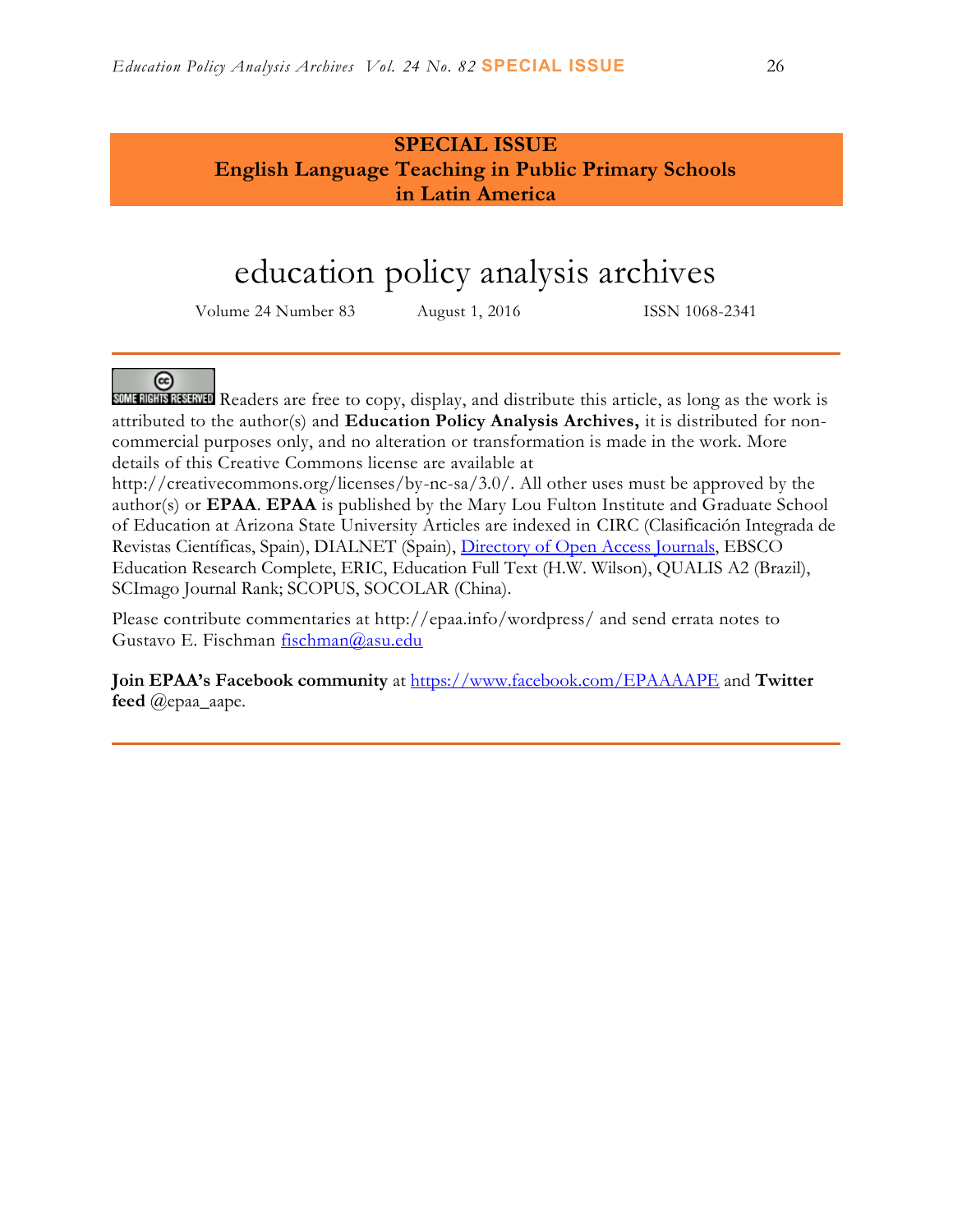**SPECIAL ISSUE**
**English Language Teaching in Public Primary Schools in Latin America**

# education policy analysis archives

Volume 24 Number 83 August 1, 2016 ISSN 1068-2341

SOME RIGHTS RESERVED Readers are free to copy, display, and distribute this article, as long as the work is attributed to the author(s) and **Education Policy Analysis Archives,** it is distributed for non-commercial purposes only, and no alteration or transformation is made in the work. More details of this Creative Commons license are available at http://creativecommons.org/licenses/by-nc-sa/3.0/. All other uses must be approved by the author(s) or **EPAA**. **EPAA** is published by the Mary Lou Fulton Institute and Graduate School of Education at Arizona State University Articles are indexed in CIRC (Clasificación Integrada de Revistas Científicas, Spain), DIALNET (Spain), Directory of Open Access Journals, EBSCO Education Research Complete, ERIC, Education Full Text (H.W. Wilson), QUALIS A2 (Brazil), SCImago Journal Rank; SCOPUS, SOCOLAR (China).

Please contribute commentaries at http://epaa.info/wordpress/ and send errata notes to Gustavo E. Fischman fischman@asu.edu

**Join EPAA's Facebook community** at https://www.facebook.com/EPAAAAPE and **Twitter feed** @epaa_aape.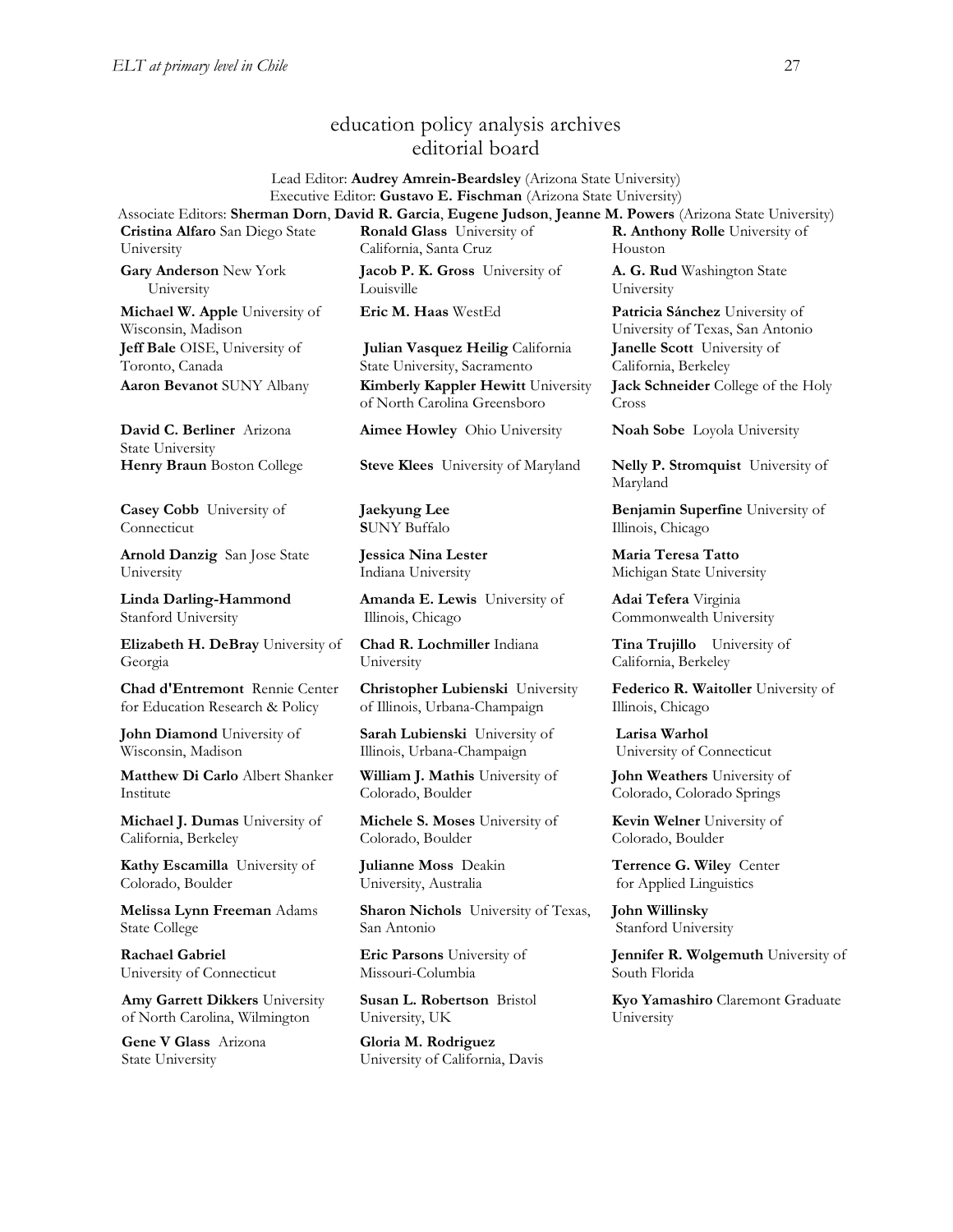# education policy analysis archives
## editorial board

Lead Editor: **Audrey Amrein-Beardsley** (Arizona State University)
Executive Editor: **Gustavo E. Fischman** (Arizona State University)
Associate Editors: **Sherman Dorn**, **David R. Garcia**, **Eugene Judson**, **Jeanne M. Powers** (Arizona State University)

**Cristina Alfaro** San Diego State University

**Gary Anderson** New York University

**Michael W. Apple** University of Wisconsin, Madison

**Jeff Bale** OISE, University of Toronto, Canada

**Aaron Bevanot** SUNY Albany

**David C. Berliner** Arizona State University

**Henry Braun** Boston College

**Casey Cobb** University of Connecticut

**Arnold Danzig** San Jose State University

**Linda Darling-Hammond** Stanford University

**Elizabeth H. DeBray** University of Georgia

**Chad d'Entremont** Rennie Center for Education Research & Policy

**John Diamond** University of Wisconsin, Madison

**Matthew Di Carlo** Albert Shanker Institute

**Michael J. Dumas** University of California, Berkeley

**Kathy Escamilla** University of Colorado, Boulder

**Melissa Lynn Freeman** Adams State College

**Rachael Gabriel** University of Connecticut

**Amy Garrett Dikkers** University of North Carolina, Wilmington

**Gene V Glass** Arizona State University

**Ronald Glass** University of California, Santa Cruz

**Jacob P. K. Gross** University of Louisville

**Eric M. Haas** WestEd

**Julian Vasquez Heilig** California State University, Sacramento

**Kimberly Kappler Hewitt** University of North Carolina Greensboro

**Aimee Howley** Ohio University

**Steve Klees** University of Maryland

**Jaekyung Lee** SUNY Buffalo

**Jessica Nina Lester** Indiana University

**Amanda E. Lewis** University of Illinois, Chicago

**Chad R. Lochmiller** Indiana University

**Christopher Lubienski** University of Illinois, Urbana-Champaign

**Sarah Lubienski** University of Illinois, Urbana-Champaign

**William J. Mathis** University of Colorado, Boulder

**Michele S. Moses** University of Colorado, Boulder

**Julianne Moss** Deakin University, Australia

**Sharon Nichols** University of Texas, San Antonio

**Eric Parsons** University of Missouri-Columbia

**Susan L. Robertson** Bristol University, UK

**Gloria M. Rodriguez** University of California, Davis

**R. Anthony Rolle** University of Houston

**A. G. Rud** Washington State University

**Patricia Sánchez** University of University of Texas, San Antonio

**Janelle Scott** University of California, Berkeley

**Jack Schneider** College of the Holy Cross

**Noah Sobe** Loyola University

**Nelly P. Stromquist** University of Maryland

**Benjamin Superfine** University of Illinois, Chicago

**Maria Teresa Tatto** Michigan State University

**Adai Tefera** Virginia Commonwealth University

**Tina Trujillo** University of California, Berkeley

**Federico R. Waitoller** University of Illinois, Chicago

**Larisa Warhol** University of Connecticut

**John Weathers** University of Colorado, Colorado Springs

**Kevin Welner** University of Colorado, Boulder

**Terrence G. Wiley** Center for Applied Linguistics

**John Willinsky** Stanford University

**Jennifer R. Wolgemuth** University of South Florida

**Kyo Yamashiro** Claremont Graduate University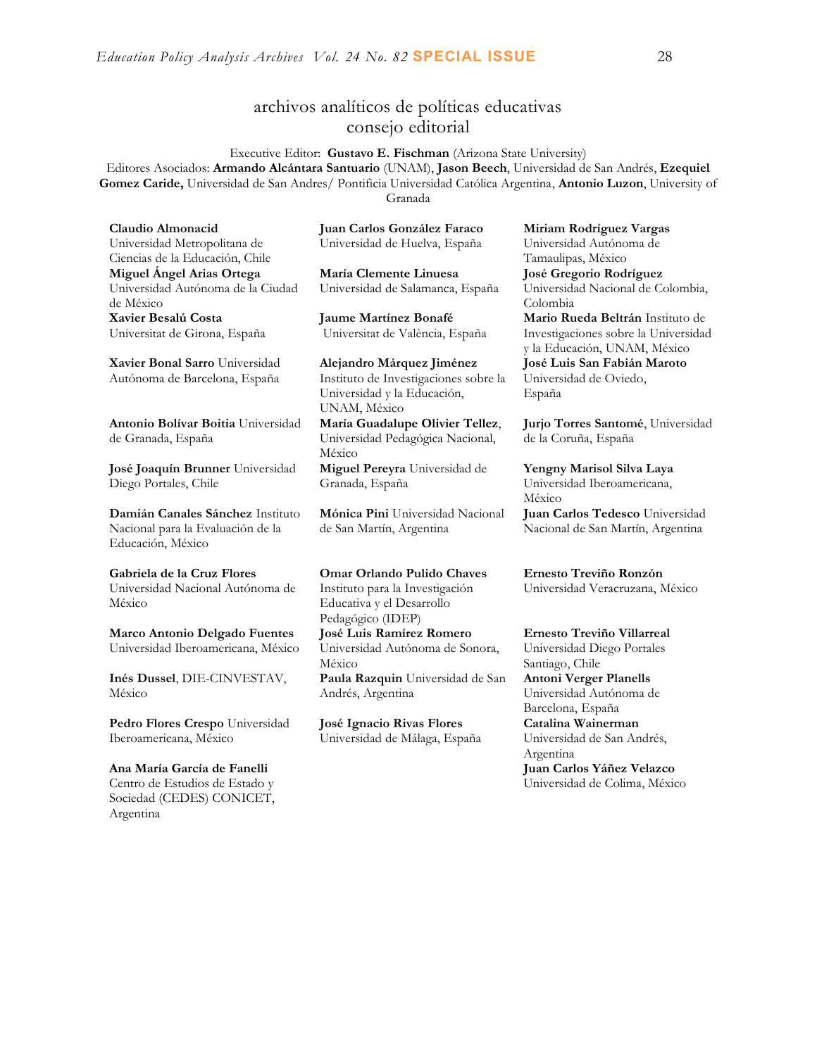# archivos analíticos de políticas educativas
## consejo editorial

Executive Editor: **Gustavo E. Fischman** (Arizona State University)
Editores Asociados: **Armando Alcántara Santuario** (UNAM), **Jason Beech**, Universidad de San Andrés, **Ezequiel Gomez Caride,** Universidad de San Andres/ Pontificia Universidad Católica Argentina, **Antonio Luzon**, University of Granada

**Claudio Almonacid** Universidad Metropolitana de Ciencias de la Educación, Chile

**Miguel Ángel Arias Ortega** Universidad Autónoma de la Ciudad de México

**Xavier Besalú Costa** Universitat de Girona, España

**Xavier Bonal Sarro** Universidad Autónoma de Barcelona, España

**Antonio Bolívar Boitia** Universidad de Granada, España

**José Joaquín Brunner** Universidad Diego Portales, Chile

**Damián Canales Sánchez** Instituto Nacional para la Evaluación de la Educación, México

**Gabriela de la Cruz Flores** Universidad Nacional Autónoma de México

**Marco Antonio Delgado Fuentes** Universidad Iberoamericana, México

**Inés Dussel**, DIE-CINVESTAV, México

**Pedro Flores Crespo** Universidad Iberoamericana, México

**Ana María García de Fanelli** Centro de Estudios de Estado y Sociedad (CEDES) CONICET, Argentina

**Juan Carlos González Faraco** Universidad de Huelva, España

**María Clemente Linuesa** Universidad de Salamanca, España

**Jaume Martínez Bonafé** Universitat de València, España

**Alejandro Márquez Jiménez** Instituto de Investigaciones sobre la Universidad y la Educación, UNAM, México

**María Guadalupe Olivier Tellez**, Universidad Pedagógica Nacional, México

**Miguel Pereyra** Universidad de Granada, España

**Mónica Pini** Universidad Nacional de San Martín, Argentina

**Omar Orlando Pulido Chaves** Instituto para la Investigación Educativa y el Desarrollo Pedagógico (IDEP)

**José Luis Ramírez Romero** Universidad Autónoma de Sonora, México

**Paula Razquin** Universidad de San Andrés, Argentina

**José Ignacio Rivas Flores** Universidad de Málaga, España

**Miriam Rodríguez Vargas** Universidad Autónoma de Tamaulipas, México

**José Gregorio Rodríguez** Universidad Nacional de Colombia, Colombia

**Mario Rueda Beltrán** Instituto de Investigaciones sobre la Universidad y la Educación, UNAM, México

**José Luis San Fabián Maroto** Universidad de Oviedo, España

**Jurjo Torres Santomé**, Universidad de la Coruña, España

**Yengny Marisol Silva Laya** Universidad Iberoamericana, México

**Juan Carlos Tedesco** Universidad Nacional de San Martín, Argentina

**Ernesto Treviño Ronzón** Universidad Veracruzana, México

**Ernesto Treviño Villarreal** Universidad Diego Portales Santiago, Chile

**Antoni Verger Planells** Universidad Autónoma de Barcelona, España

**Catalina Wainerman** Universidad de San Andrés, Argentina

**Juan Carlos Yáñez Velazco** Universidad de Colima, México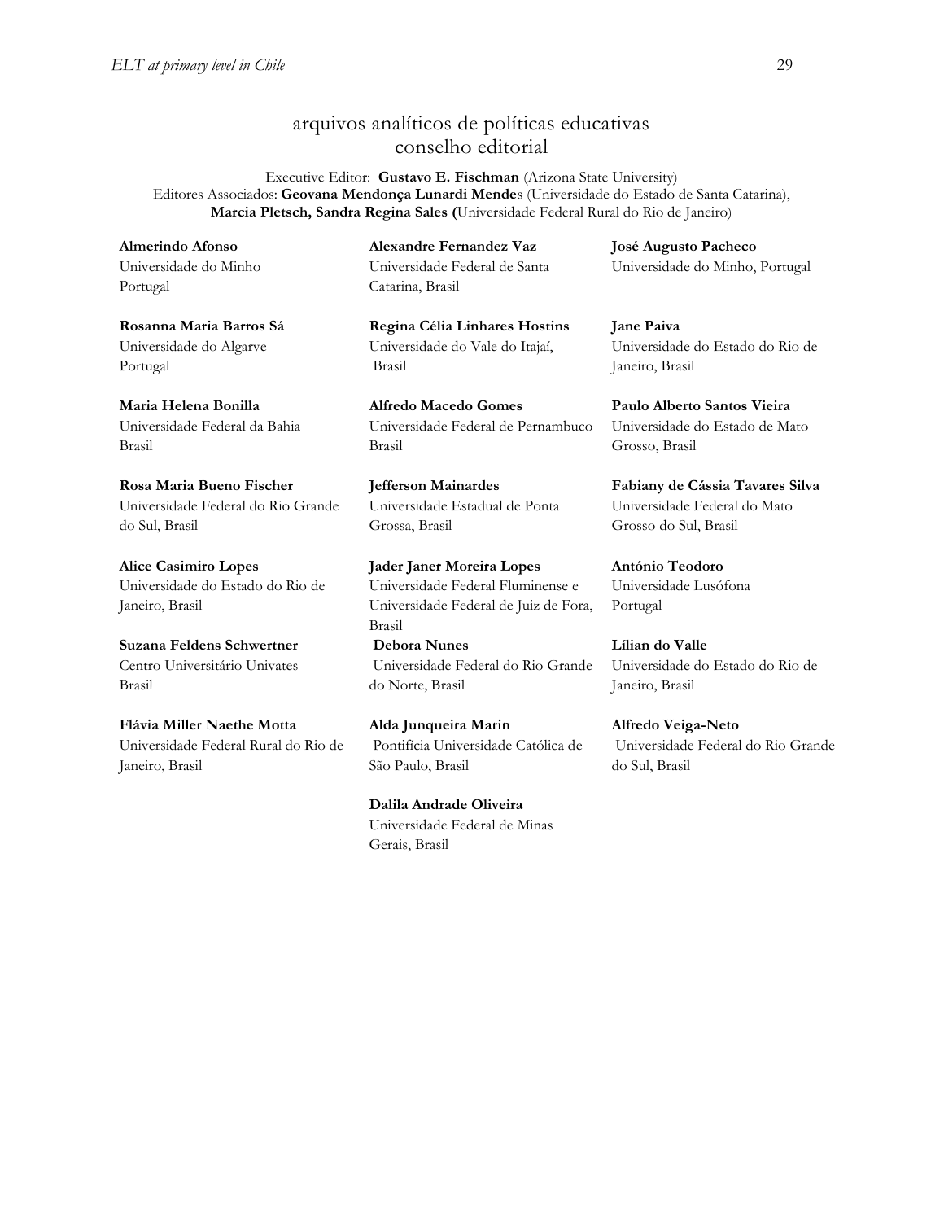## arquivos analíticos de políticas educativas
## conselho editorial

Executive Editor: **Gustavo E. Fischman** (Arizona State University)
Editores Associados: **Geovana Mendonça Lunardi Mende**s (Universidade do Estado de Santa Catarina), **Marcia Pletsch, Sandra Regina Sales (**Universidade Federal Rural do Rio de Janeiro)

**Almerindo Afonso**
Universidade do Minho
Portugal

**Rosanna Maria Barros Sá**
Universidade do Algarve
Portugal

**Maria Helena Bonilla**
Universidade Federal da Bahia
Brasil

**Rosa Maria Bueno Fischer**
Universidade Federal do Rio Grande do Sul, Brasil

**Alice Casimiro Lopes**
Universidade do Estado do Rio de Janeiro, Brasil

**Suzana Feldens Schwertner**
Centro Universitário Univates
Brasil

**Flávia Miller Naethe Motta**
Universidade Federal Rural do Rio de Janeiro, Brasil

**Alexandre Fernandez Vaz**
Universidade Federal de Santa Catarina, Brasil

**Regina Célia Linhares Hostins**
Universidade do Vale do Itajaí, Brasil

**Alfredo Macedo Gomes**
Universidade Federal de Pernambuco
Brasil

**Jefferson Mainardes**
Universidade Estadual de Ponta Grossa, Brasil

**Jader Janer Moreira Lopes**
Universidade Federal Fluminense e Universidade Federal de Juiz de Fora, Brasil

**Debora Nunes**
Universidade Federal do Rio Grande do Norte, Brasil

**Alda Junqueira Marin**
Pontifícia Universidade Católica de São Paulo, Brasil

**Dalila Andrade Oliveira**
Universidade Federal de Minas Gerais, Brasil

**José Augusto Pacheco**
Universidade do Minho, Portugal

**Jane Paiva**
Universidade do Estado do Rio de Janeiro, Brasil

**Paulo Alberto Santos Vieira**
Universidade do Estado de Mato Grosso, Brasil

**Fabiany de Cássia Tavares Silva**
Universidade Federal do Mato Grosso do Sul, Brasil

**António Teodoro**
Universidade Lusófona
Portugal

**Lílian do Valle**
Universidade do Estado do Rio de Janeiro, Brasil

**Alfredo Veiga-Neto**
Universidade Federal do Rio Grande do Sul, Brasil